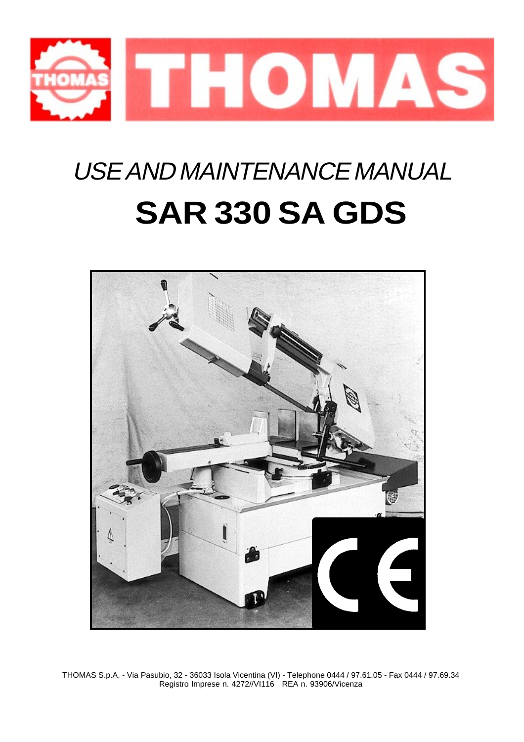# THOMAS

*USE AND MAINTENANCE MANUAL*

# SAR 330 SA GDS

THOMAS S.p.A. - Via Pasubio, 32 - 36033 Isola Vicentina (VI) - Telephone 0444 / 97.61.05 - Fax 0444 / 97.69.34
Registro Imprese n. 4272//VI116 REA n. 93906/Vicenza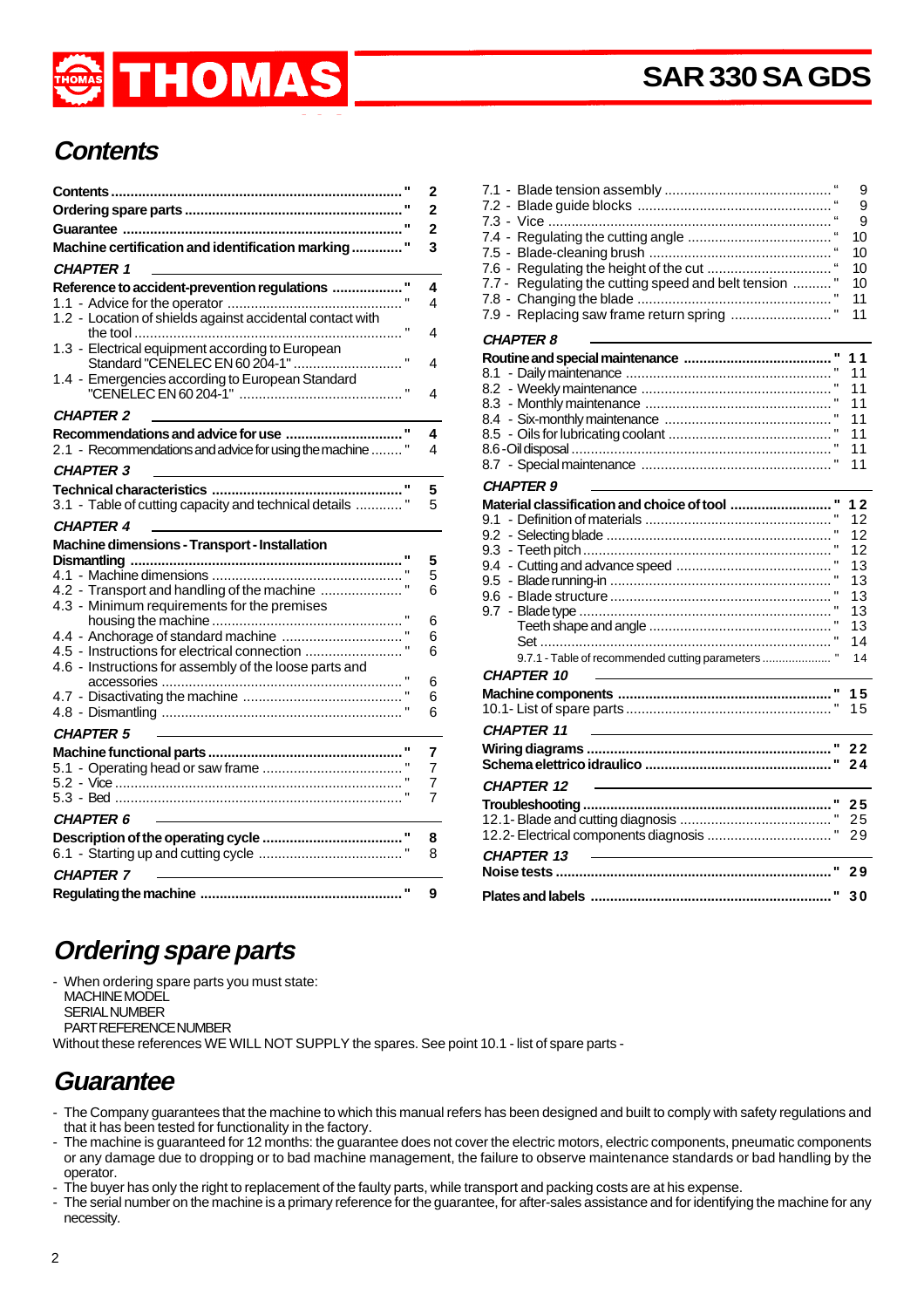# Contents

**Contents** ... 2
**Ordering spare parts** ... 2
**Guarantee** ... 2
**Machine certification and identification marking** ... 3

*CHAPTER 1*

**Reference to accident-prevention regulations** ... 4
1.1 - Advice for the operator ... 4
1.2 - Location of shields against accidental contact with the tool ... 4
1.3 - Electrical equipment according to European Standard "CENELEC EN 60 204-1" ... 4
1.4 - Emergencies according to European Standard "CENELEC EN 60 204-1" ... 4

*CHAPTER 2*

**Recommendations and advice for use** ... 4
2.1 - Recommendations and advice for using the machine ... 4

*CHAPTER 3*

**Technical characteristics** ... 5
3.1 - Table of cutting capacity and technical details ... 5

*CHAPTER 4*

**Machine dimensions - Transport - Installation Dismantling** ... 5
4.1 - Machine dimensions ... 5
4.2 - Transport and handling of the machine ... 6
4.3 - Minimum requirements for the premises housing the machine ... 6
4.4 - Anchorage of standard machine ... 6
4.5 - Instructions for electrical connection ... 6
4.6 - Instructions for assembly of the loose parts and accessories ... 6
4.7 - Disactivating the machine ... 6
4.8 - Dismantling ... 6

*CHAPTER 5*

**Machine functional parts** ... 7
5.1 - Operating head or saw frame ... 7
5.2 - Vice ... 7
5.3 - Bed ... 7

*CHAPTER 6*

**Description of the operating cycle** ... 8
6.1 - Starting up and cutting cycle ... 8

*CHAPTER 7*

**Regulating the machine** ... 9
7.1 - Blade tension assembly ... 9
7.2 - Blade guide blocks ... 9
7.3 - Vice ... 9
7.4 - Regulating the cutting angle ... 10
7.5 - Blade-cleaning brush ... 10
7.6 - Regulating the height of the cut ... 10
7.7 - Regulating the cutting speed and belt tension ... 10
7.8 - Changing the blade ... 11
7.9 - Replacing saw frame return spring ... 11

*CHAPTER 8*

**Routine and special maintenance** ... 11
8.1 - Daily maintenance ... 11
8.2 - Weekly maintenance ... 11
8.3 - Monthly maintenance ... 11
8.4 - Six-monthly maintenance ... 11
8.5 - Oils for lubricating coolant ... 11
8.6 - Oil disposal ... 11
8.7 - Special maintenance ... 11

*CHAPTER 9*

**Material classification and choice of tool** ... 12
9.1 - Definition of materials ... 12
9.2 - Selecting blade ... 12
9.3 - Teeth pitch ... 12
9.4 - Cutting and advance speed ... 13
9.5 - Blade running-in ... 13
9.6 - Blade structure ... 13
9.7 - Blade type ... 13
Teeth shape and angle ... 13
Set ... 14
9.7.1 - Table of recommended cutting parameters ... 14

*CHAPTER 10*

**Machine components** ... 15
10.1 - List of spare parts ... 15

*CHAPTER 11*

**Wiring diagrams** ... 22
**Schema elettrico idraulico** ... 24

*CHAPTER 12*

**Troubleshooting** ... 25
12.1 - Blade and cutting diagnosis ... 25
12.2 - Electrical components diagnosis ... 29

*CHAPTER 13*

**Noise tests** ... 29

**Plates and labels** ... 30

# Ordering spare parts

- When ordering spare parts you must state:
  MACHINE MODEL
  SERIAL NUMBER
  PART REFERENCE NUMBER

Without these references WE WILL NOT SUPPLY the spares. See point 10.1 - list of spare parts -

# Guarantee

- The Company guarantees that the machine to which this manual refers has been designed and built to comply with safety regulations and that it has been tested for functionality in the factory.
- The machine is guaranteed for 12 months: the guarantee does not cover the electric motors, electric components, pneumatic components or any damage due to dropping or to bad machine management, the failure to observe maintenance standards or bad handling by the operator.
- The buyer has only the right to replacement of the faulty parts, while transport and packing costs are at his expense.
- The serial number on the machine is a primary reference for the guarantee, for after-sales assistance and for identifying the machine for any necessity.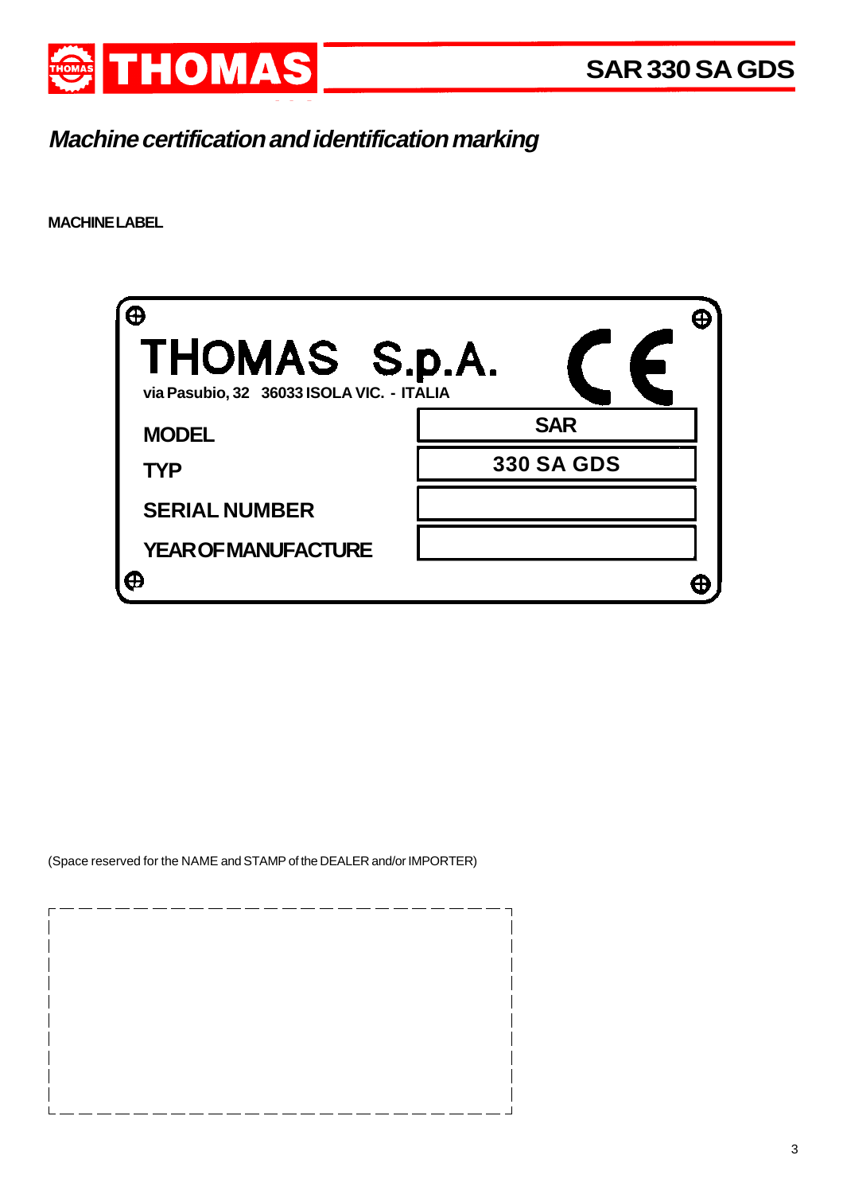# Machine certification and identification marking

**MACHINE LABEL**

**THOMAS S.p.A.**

via Pasubio, 32 36033 ISOLA VIC. - ITALIA

CE

| | |
|---|---|
| **MODEL** | **SAR** |
| **TYP** | **330 SA GDS** |
| **SERIAL NUMBER** | |
| **YEAR OF MANUFACTURE** | |

(Space reserved for the NAME and STAMP of the DEALER and/or IMPORTER)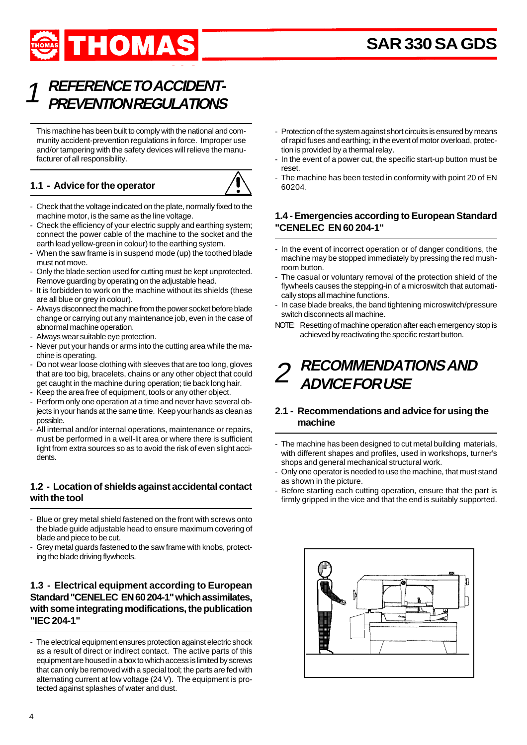# 1 REFERENCE TO ACCIDENT-PREVENTION REGULATIONS

This machine has been built to comply with the national and community accident-prevention regulations in force. Improper use and/or tampering with the safety devices will relieve the manufacturer of all responsibility.

## 1.1 - Advice for the operator

- Check that the voltage indicated on the plate, normally fixed to the machine motor, is the same as the line voltage.
- Check the efficiency of your electric supply and earthing system; connect the power cable of the machine to the socket and the earth lead yellow-green in colour) to the earthing system.
- When the saw frame is in suspend mode (up) the toothed blade must not move.
- Only the blade section used for cutting must be kept unprotected. Remove guarding by operating on the adjustable head.
- It is forbidden to work on the machine without its shields (these are all blue or grey in colour).
- Always disconnect the machine from the power socket before blade change or carrying out any maintenance job, even in the case of abnormal machine operation.
- Always wear suitable eye protection.
- Never put your hands or arms into the cutting area while the machine is operating.
- Do not wear loose clothing with sleeves that are too long, gloves that are too big, bracelets, chains or any other object that could get caught in the machine during operation; tie back long hair.
- Keep the area free of equipment, tools or any other object.
- Perform only one operation at a time and never have several objects in your hands at the same time. Keep your hands as clean as possible.
- All internal and/or internal operations, maintenance or repairs, must be performed in a well-lit area or where there is sufficient light from extra sources so as to avoid the risk of even slight accidents.

## 1.2 - Location of shields against accidental contact with the tool

- Blue or grey metal shield fastened on the front with screws onto the blade guide adjustable head to ensure maximum covering of blade and piece to be cut.
- Grey metal guards fastened to the saw frame with knobs, protecting the blade driving flywheels.

## 1.3 - Electrical equipment according to European Standard "CENELEC EN 60 204-1" which assimilates, with some integrating modifications, the publication "IEC 204-1"

- The electrical equipment ensures protection against electric shock as a result of direct or indirect contact. The active parts of this equipment are housed in a box to which access is limited by screws that can only be removed with a special tool; the parts are fed with alternating current at low voltage (24 V). The equipment is protected against splashes of water and dust.
- Protection of the system against short circuits is ensured by means of rapid fuses and earthing; in the event of motor overload, protection is provided by a thermal relay.
- In the event of a power cut, the specific start-up button must be reset.
- The machine has been tested in conformity with point 20 of EN 60204.

## 1.4 - Emergencies according to European Standard "CENELEC EN 60 204-1"

- In the event of incorrect operation or of danger conditions, the machine may be stopped immediately by pressing the red mushroom button.
- The casual or voluntary removal of the protection shield of the flywheels causes the stepping-in of a microswitch that automatically stops all machine functions.
- In case blade breaks, the band tightening microswitch/pressure switch disconnects all machine.

NOTE: Resetting of machine operation after each emergency stop is achieved by reactivating the specific restart button.

# 2 RECOMMENDATIONS AND ADVICE FOR USE

## 2.1 - Recommendations and advice for using the machine

- The machine has been designed to cut metal building materials, with different shapes and profiles, used in workshops, turner's shops and general mechanical structural work.
- Only one operator is needed to use the machine, that must stand as shown in the picture.
- Before starting each cutting operation, ensure that the part is firmly gripped in the vice and that the end is suitably supported.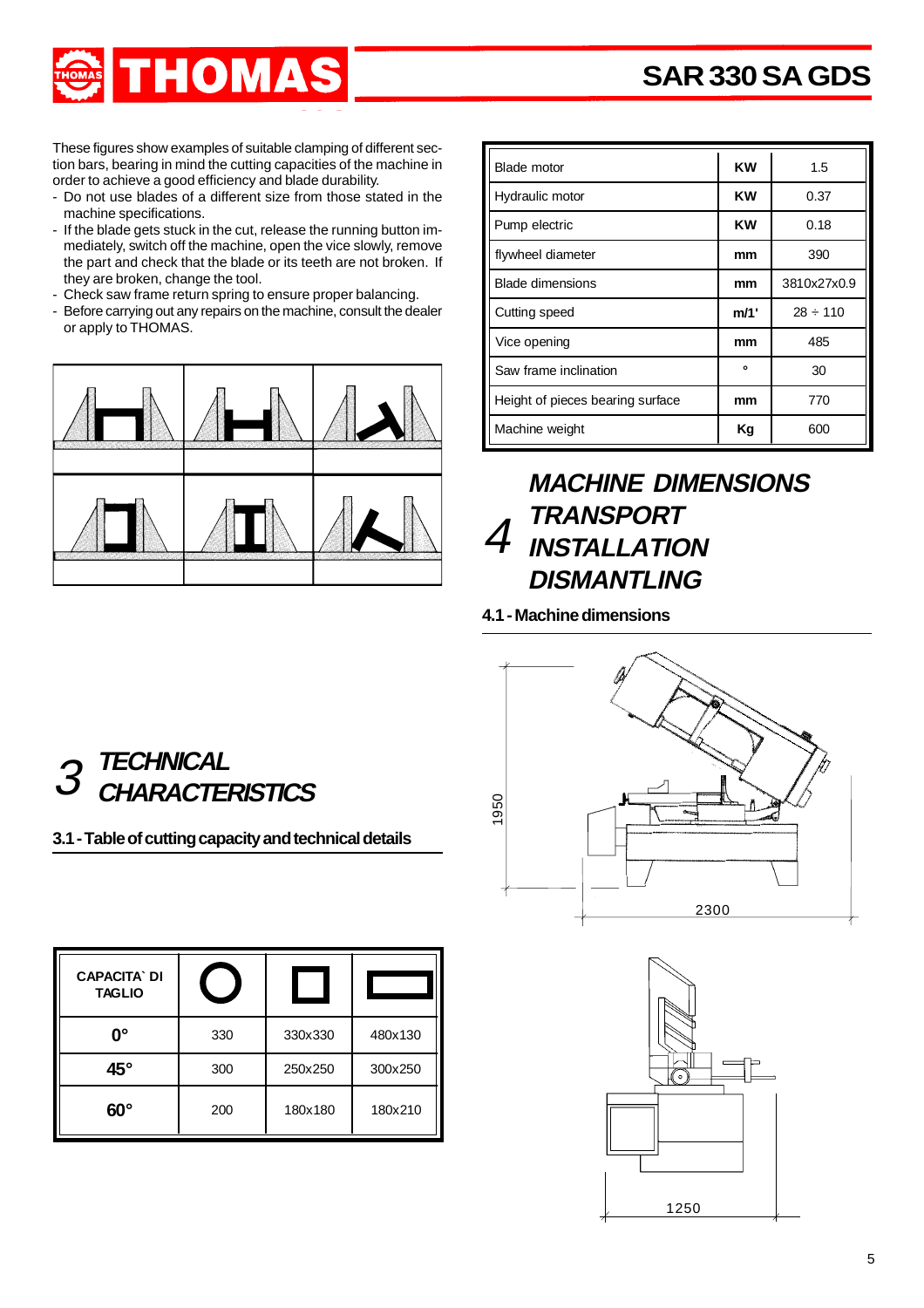These figures show examples of suitable clamping of different section bars, bearing in mind the cutting capacities of the machine in order to achieve a good efficiency and blade durability.

- Do not use blades of a different size from those stated in the machine specifications.
- If the blade gets stuck in the cut, release the running button immediately, switch off the machine, open the vice slowly, remove the part and check that the blade or its teeth are not broken. If they are broken, change the tool.
- Check saw frame return spring to ensure proper balancing.
- Before carrying out any repairs on the machine, consult the dealer or apply to THOMAS.

# 3 TECHNICAL CHARACTERISTICS

## 3.1 - Table of cutting capacity and technical details

| CAPACITA` DI TAGLIO | ○ (round) | □ (square) | ▭ (rectangle) |
|---|---|---|---|
| 0° | 330 | 330x330 | 480x130 |
| 45° | 300 | 250x250 | 300x250 |
| 60° | 200 | 180x180 | 180x210 |

| | | |
|---|---|---|
| Blade motor | KW | 1.5 |
| Hydraulic motor | KW | 0.37 |
| Pump electric | KW | 0.18 |
| flywheel diameter | mm | 390 |
| Blade dimensions | mm | 3810x27x0.9 |
| Cutting speed | m/1' | 28 ÷ 110 |
| Vice opening | mm | 485 |
| Saw frame inclination | ° | 30 |
| Height of pieces bearing surface | mm | 770 |
| Machine weight | Kg | 600 |

# 4 MACHINE DIMENSIONS TRANSPORT INSTALLATION DISMANTLING

## 4.1 - Machine dimensions

1950

2300

1250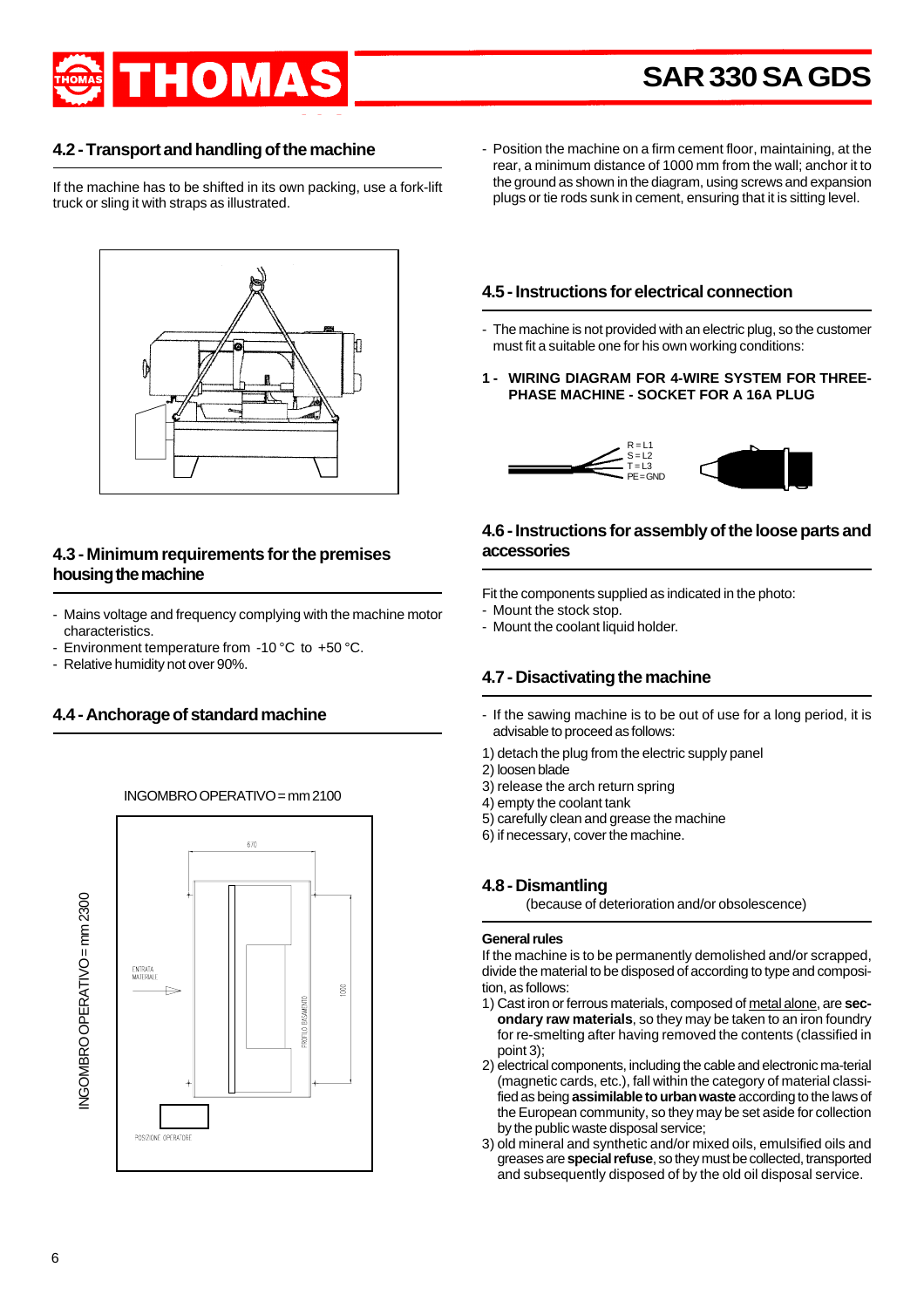## 4.2 - Transport and handling of the machine

If the machine has to be shifted in its own packing, use a fork-lift truck or sling it with straps as illustrated.

## 4.3 - Minimum requirements for the premises housing the machine

- Mains voltage and frequency complying with the machine motor characteristics.
- Environment temperature from -10 °C to +50 °C.
- Relative humidity not over 90%.

## 4.4 - Anchorage of standard machine

INGOMBRO OPERATIVO = mm 2100

INGOMBRO OPERATIVO = mm 2300

- Position the machine on a firm cement floor, maintaining, at the rear, a minimum distance of 1000 mm from the wall; anchor it to the ground as shown in the diagram, using screws and expansion plugs or tie rods sunk in cement, ensuring that it is sitting level.

## 4.5 - Instructions for electrical connection

- The machine is not provided with an electric plug, so the customer must fit a suitable one for his own working conditions:

**1 - WIRING DIAGRAM FOR 4-WIRE SYSTEM FOR THREE-PHASE MACHINE - SOCKET FOR A 16A PLUG**

R = L1
S = L2
T = L3
PE = GND

## 4.6 - Instructions for assembly of the loose parts and accessories

Fit the components supplied as indicated in the photo:
- Mount the stock stop.
- Mount the coolant liquid holder.

## 4.7 - Disactivating the machine

- If the sawing machine is to be out of use for a long period, it is advisable to proceed as follows:

1) detach the plug from the electric supply panel
2) loosen blade
3) release the arch return spring
4) empty the coolant tank
5) carefully clean and grease the machine
6) if necessary, cover the machine.

## 4.8 - Dismantling

(because of deterioration and/or obsolescence)

**General rules**

If the machine is to be permanently demolished and/or scrapped, divide the material to be disposed of according to type and composition, as follows:

1) Cast iron or ferrous materials, composed of metal alone, are **secondary raw materials**, so they may be taken to an iron foundry for re-smelting after having removed the contents (classified in point 3);
2) electrical components, including the cable and electronic ma-terial (magnetic cards, etc.), fall within the category of material classified as being **assimilable to urban waste** according to the laws of the European community, so they may be set aside for collection by the public waste disposal service;
3) old mineral and synthetic and/or mixed oils, emulsified oils and greases are **special refuse**, so they must be collected, transported and subsequently disposed of by the old oil disposal service.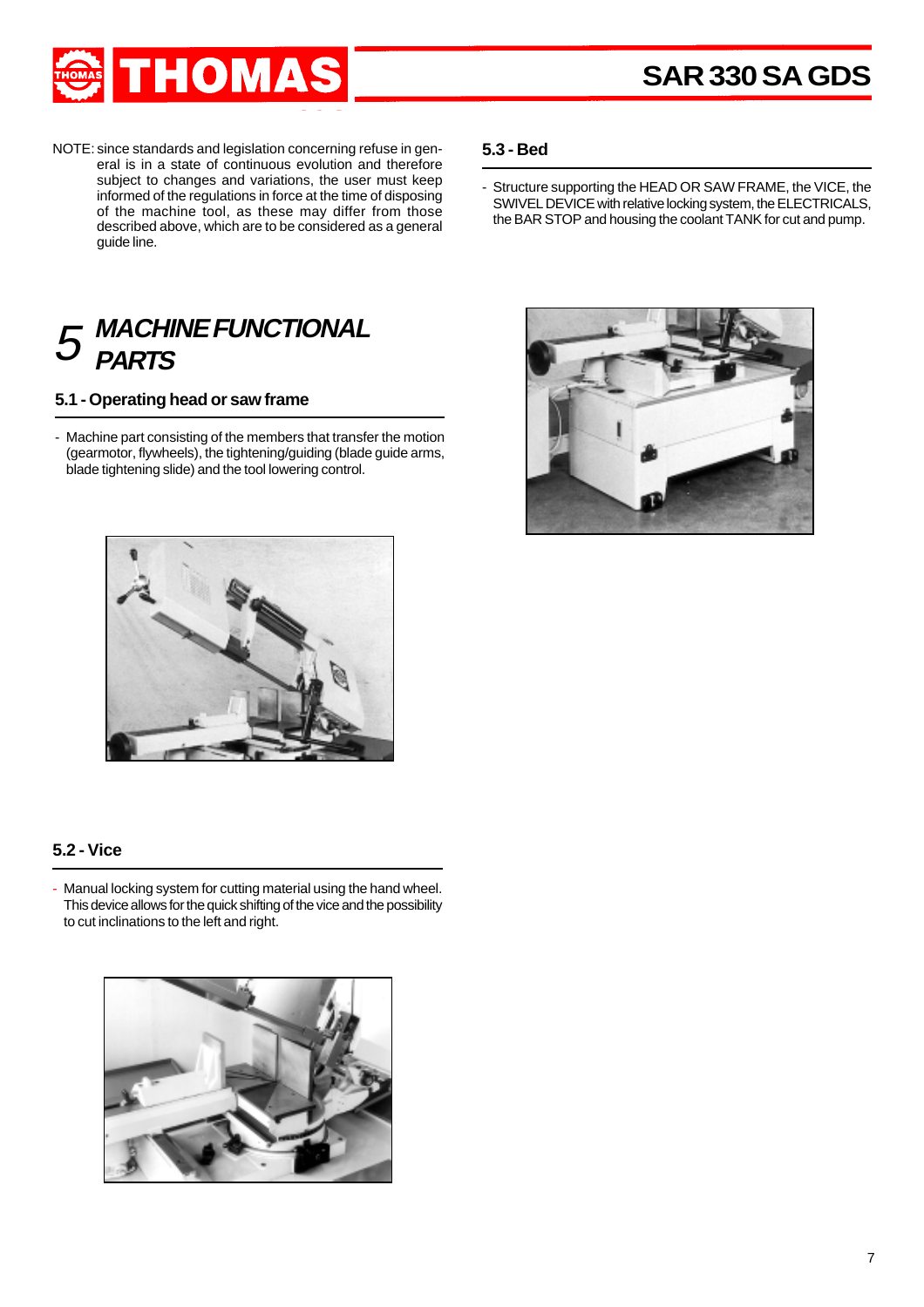NOTE: since standards and legislation concerning refuse in general is in a state of continuous evolution and therefore subject to changes and variations, the user must keep informed of the regulations in force at the time of disposing of the machine tool, as these may differ from those described above, which are to be considered as a general guide line.

# 5 MACHINE FUNCTIONAL PARTS

## 5.1 - Operating head or saw frame

- Machine part consisting of the members that transfer the motion (gearmotor, flywheels), the tightening/guiding (blade guide arms, blade tightening slide) and the tool lowering control.

## 5.2 - Vice

- Manual locking system for cutting material using the hand wheel. This device allows for the quick shifting of the vice and the possibility to cut inclinations to the left and right.

## 5.3 - Bed

- Structure supporting the HEAD OR SAW FRAME, the VICE, the SWIVEL DEVICE with relative locking system, the ELECTRICALS, the BAR STOP and housing the coolant TANK for cut and pump.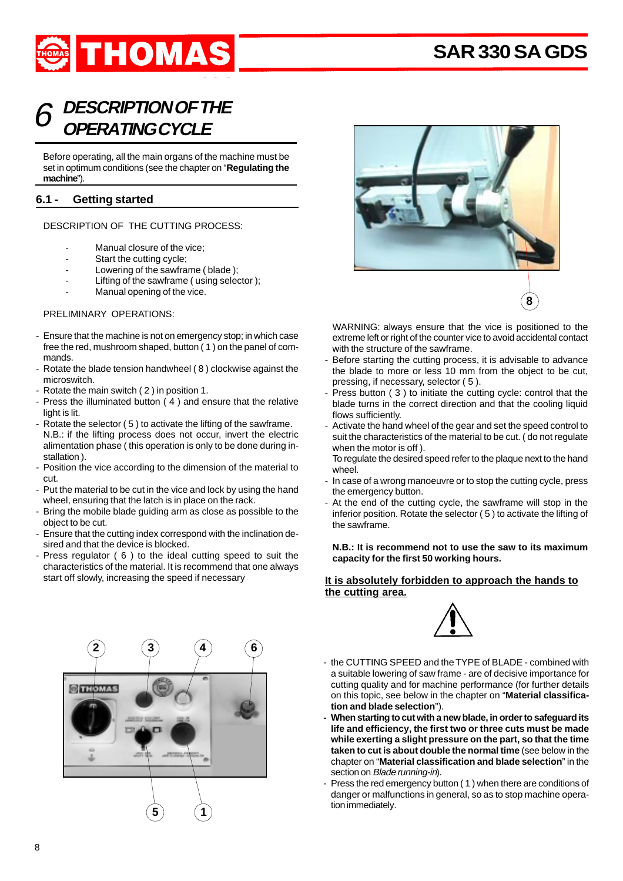# 6 DESCRIPTION OF THE OPERATING CYCLE

Before operating, all the main organs of the machine must be set in optimum conditions (see the chapter on "**Regulating the machine**").

## 6.1 - Getting started

DESCRIPTION OF THE CUTTING PROCESS:

- Manual closure of the vice;
- Start the cutting cycle;
- Lowering of the sawframe ( blade );
- Lifting of the sawframe ( using selector );
- Manual opening of the vice.

PRELIMINARY OPERATIONS:

- Ensure that the machine is not on emergency stop; in which case free the red, mushroom shaped, button ( 1 ) on the panel of commands.
- Rotate the blade tension handwheel ( 8 ) clockwise against the microswitch.
- Rotate the main switch ( 2 ) in position 1.
- Press the illuminated button ( 4 ) and ensure that the relative light is lit.
- Rotate the selector ( 5 ) to activate the lifting of the sawframe. N.B.: if the lifting process does not occur, invert the electric alimentation phase ( this operation is only to be done during installation ).
- Position the vice according to the dimension of the material to cut.
- Put the material to be cut in the vice and lock by using the hand wheel, ensuring that the latch is in place on the rack.
- Bring the mobile blade guiding arm as close as possible to the object to be cut.
- Ensure that the cutting index correspond with the inclination desired and that the device is blocked.
- Press regulator ( 6 ) to the ideal cutting speed to suit the characteristics of the material. It is recommend that one always start off slowly, increasing the speed if necessary

2 3 4 6

5 1

8

WARNING: always ensure that the vice is positioned to the extreme left or right of the counter vice to avoid accidental contact with the structure of the sawframe.

- Before starting the cutting process, it is advisable to advance the blade to more or less 10 mm from the object to be cut, pressing, if necessary, selector ( 5 ).
- Press button ( 3 ) to initiate the cutting cycle: control that the blade turns in the correct direction and that the cooling liquid flows sufficiently.
- Activate the hand wheel of the gear and set the speed control to suit the characteristics of the material to be cut. ( do not regulate when the motor is off ).
  To regulate the desired speed refer to the plaque next to the hand wheel.
- In case of a wrong manoeuvre or to stop the cutting cycle, press the emergency button.
- At the end of the cutting cycle, the sawframe will stop in the inferior position. Rotate the selector ( 5 ) to activate the lifting of the sawframe.

**N.B.: It is recommend not to use the saw to its maximum capacity for the first 50 working hours.**

**<u>It is absolutely forbidden to approach the hands to the cutting area.</u>**

- the CUTTING SPEED and the TYPE of BLADE - combined with a suitable lowering of saw frame - are of decisive importance for cutting quality and for machine performance (for further details on this topic, see below in the chapter on "**Material classification and blade selection**").
- **When starting to cut with a new blade, in order to safeguard its life and efficiency, the first two or three cuts must be made while exerting a slight pressure on the part, so that the time taken to cut is about double the normal time** (see below in the chapter on "**Material classification and blade selection**" in the section on *Blade running-in*).
- Press the red emergency button ( 1 ) when there are conditions of danger or malfunctions in general, so as to stop machine operation immediately.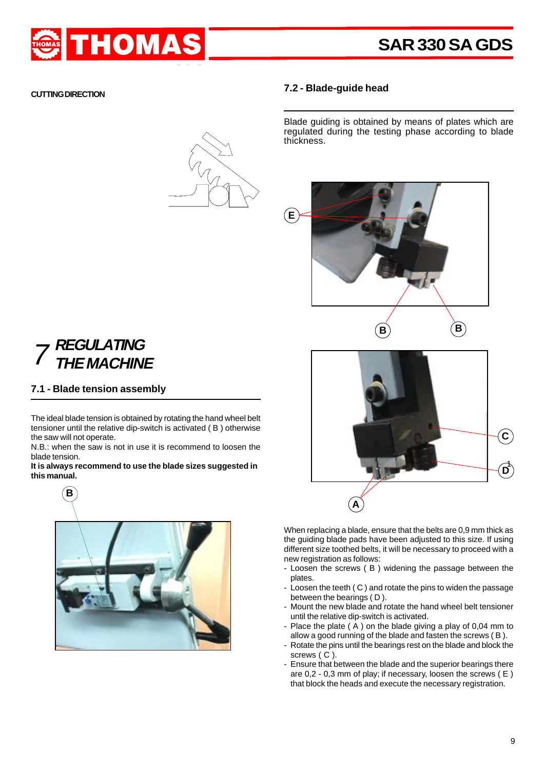CUTTING DIRECTION

# 7 REGULATING THE MACHINE

## 7.1 - Blade tension assembly

The ideal blade tension is obtained by rotating the hand wheel belt tensioner until the relative dip-switch is activated ( B ) otherwise the saw will not operate.
N.B.: when the saw is not in use it is recommend to loosen the blade tension.
**It is always recommend to use the blade sizes suggested in this manual.**

## 7.2 - Blade-guide head

Blade guiding is obtained by means of plates which are regulated during the testing phase according to blade thickness.

When replacing a blade, ensure that the belts are 0,9 mm thick as the guiding blade pads have been adjusted to this size. If using different size toothed belts, it will be necessary to proceed with a new registration as follows:

- Loosen the screws ( B ) widening the passage between the plates.
- Loosen the teeth ( C ) and rotate the pins to widen the passage between the bearings ( D ).
- Mount the new blade and rotate the hand wheel belt tensioner until the relative dip-switch is activated.
- Place the plate ( A ) on the blade giving a play of 0,04 mm to allow a good running of the blade and fasten the screws ( B ).
- Rotate the pins until the bearings rest on the blade and block the screws ( C ).
- Ensure that between the blade and the superior bearings there are 0,2 - 0,3 mm of play; if necessary, loosen the screws ( E ) that block the heads and execute the necessary registration.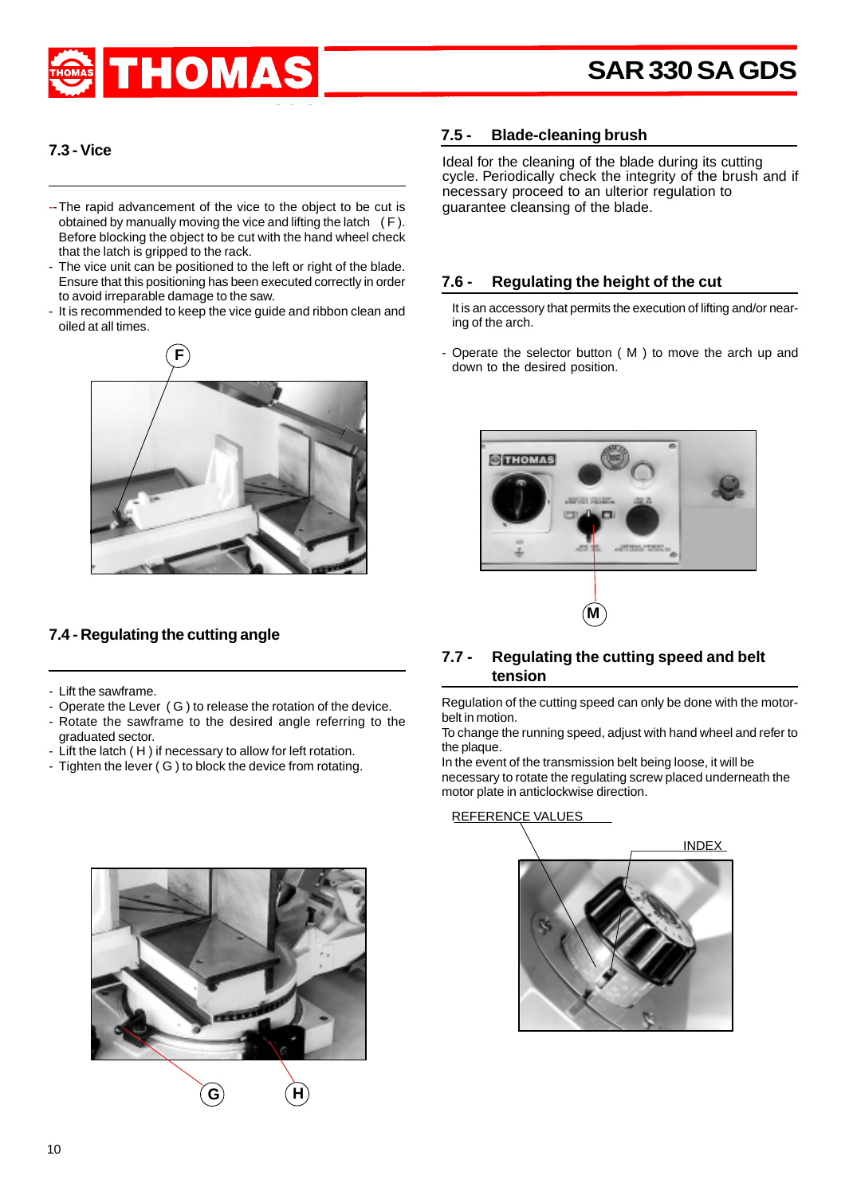## 7.3 - Vice

- The rapid advancement of the vice to the object to be cut is obtained by manually moving the vice and lifting the latch ( F ). Before blocking the object to be cut with the hand wheel check that the latch is gripped to the rack.
- The vice unit can be positioned to the left or right of the blade. Ensure that this positioning has been executed correctly in order to avoid irreparable damage to the saw.
- It is recommended to keep the vice guide and ribbon clean and oiled at all times.

F

## 7.4 - Regulating the cutting angle

- Lift the sawframe.
- Operate the Lever ( G ) to release the rotation of the device.
- Rotate the sawframe to the desired angle referring to the graduated sector.
- Lift the latch ( H ) if necessary to allow for left rotation.
- Tighten the lever ( G ) to block the device from rotating.

G H

## 7.5 - Blade-cleaning brush

Ideal for the cleaning of the blade during its cutting cycle. Periodically check the integrity of the brush and if necessary proceed to an ulterior regulation to guarantee cleansing of the blade.

## 7.6 - Regulating the height of the cut

It is an accessory that permits the execution of lifting and/or nearing of the arch.

- Operate the selector button ( M ) to move the arch up and down to the desired position.

M

## 7.7 - Regulating the cutting speed and belt tension

Regulation of the cutting speed can only be done with the motor-belt in motion.
To change the running speed, adjust with hand wheel and refer to the plaque.
In the event of the transmission belt being loose, it will be necessary to rotate the regulating screw placed underneath the motor plate in anticlockwise direction.

REFERENCE VALUES

INDEX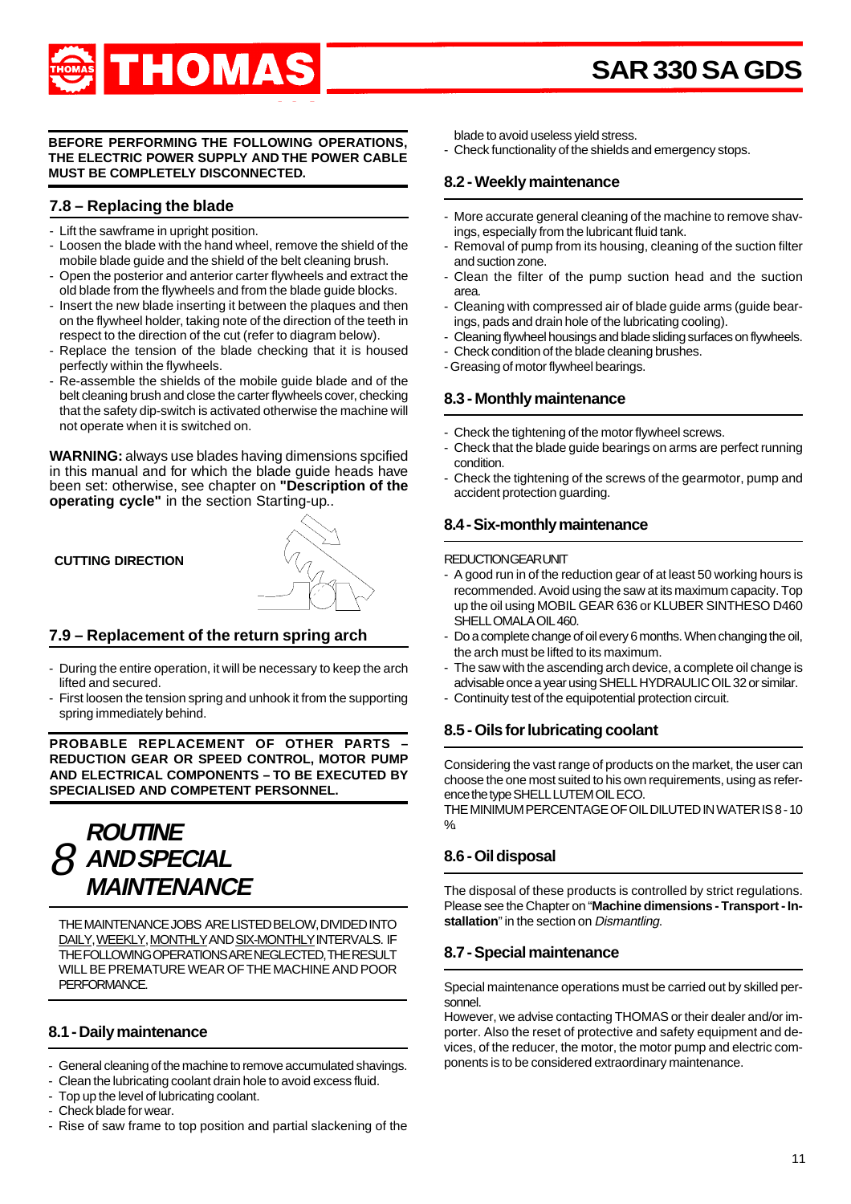**BEFORE PERFORMING THE FOLLOWING OPERATIONS, THE ELECTRIC POWER SUPPLY AND THE POWER CABLE MUST BE COMPLETELY DISCONNECTED.**

## 7.8 – Replacing the blade

- Lift the sawframe in upright position.
- Loosen the blade with the hand wheel, remove the shield of the mobile blade guide and the shield of the belt cleaning brush.
- Open the posterior and anterior carter flywheels and extract the old blade from the flywheels and from the blade guide blocks.
- Insert the new blade inserting it between the plaques and then on the flywheel holder, taking note of the direction of the teeth in respect to the direction of the cut (refer to diagram below).
- Replace the tension of the blade checking that it is housed perfectly within the flywheels.
- Re-assemble the shields of the mobile guide blade and of the belt cleaning brush and close the carter flywheels cover, checking that the safety dip-switch is activated otherwise the machine will not operate when it is switched on.

**WARNING:** always use blades having dimensions spcified in this manual and for which the blade guide heads have been set: otherwise, see chapter on **"Description of the operating cycle"** in the section Starting-up..

**CUTTING DIRECTION**

## 7.9 – Replacement of the return spring arch

- During the entire operation, it will be necessary to keep the arch lifted and secured.
- First loosen the tension spring and unhook it from the supporting spring immediately behind.

**PROBABLE REPLACEMENT OF OTHER PARTS – REDUCTION GEAR OR SPEED CONTROL, MOTOR PUMP AND ELECTRICAL COMPONENTS – TO BE EXECUTED BY SPECIALISED AND COMPETENT PERSONNEL.**

# 8 ROUTINE AND SPECIAL MAINTENANCE

THE MAINTENANCE JOBS ARE LISTED BELOW, DIVIDED INTO DAILY, WEEKLY, MONTHLY AND SIX-MONTHLY INTERVALS. IF THE FOLLOWING OPERATIONS ARE NEGLECTED, THE RESULT WILL BE PREMATURE WEAR OF THE MACHINE AND POOR PERFORMANCE.

## 8.1 - Daily maintenance

- General cleaning of the machine to remove accumulated shavings.
- Clean the lubricating coolant drain hole to avoid excess fluid.
- Top up the level of lubricating coolant.
- Check blade for wear.
- Rise of saw frame to top position and partial slackening of the blade to avoid useless yield stress.
- Check functionality of the shields and emergency stops.

## 8.2 - Weekly maintenance

- More accurate general cleaning of the machine to remove shavings, especially from the lubricant fluid tank.
- Removal of pump from its housing, cleaning of the suction filter and suction zone.
- Clean the filter of the pump suction head and the suction area.
- Cleaning with compressed air of blade guide arms (guide bearings, pads and drain hole of the lubricating cooling).
- Cleaning flywheel housings and blade sliding surfaces on flywheels.
- Check condition of the blade cleaning brushes.
- Greasing of motor flywheel bearings.

## 8.3 - Monthly maintenance

- Check the tightening of the motor flywheel screws.
- Check that the blade guide bearings on arms are perfect running condition.
- Check the tightening of the screws of the gearmotor, pump and accident protection guarding.

## 8.4 - Six-monthly maintenance

REDUCTION GEAR UNIT

- A good run in of the reduction gear of at least 50 working hours is recommended. Avoid using the saw at its maximum capacity. Top up the oil using MOBIL GEAR 636 or KLUBER SINTHESO D460 SHELL OMALA OIL 460.
- Do a complete change of oil every 6 months. When changing the oil, the arch must be lifted to its maximum.
- The saw with the ascending arch device, a complete oil change is advisable once a year using SHELL HYDRAULIC OIL 32 or similar.
- Continuity test of the equipotential protection circuit.

## 8.5 - Oils for lubricating coolant

Considering the vast range of products on the market, the user can choose the one most suited to his own requirements, using as reference the type SHELL LUTEM OIL ECO.
THE MINIMUM PERCENTAGE OF OIL DILUTED IN WATER IS 8 - 10 %.

## 8.6 - Oil disposal

The disposal of these products is controlled by strict regulations. Please see the Chapter on "**Machine dimensions - Transport - Installation**" in the section on *Dismantling.*

## 8.7 - Special maintenance

Special maintenance operations must be carried out by skilled personnel.
However, we advise contacting THOMAS or their dealer and/or importer. Also the reset of protective and safety equipment and devices, of the reducer, the motor, the motor pump and electric components is to be considered extraordinary maintenance.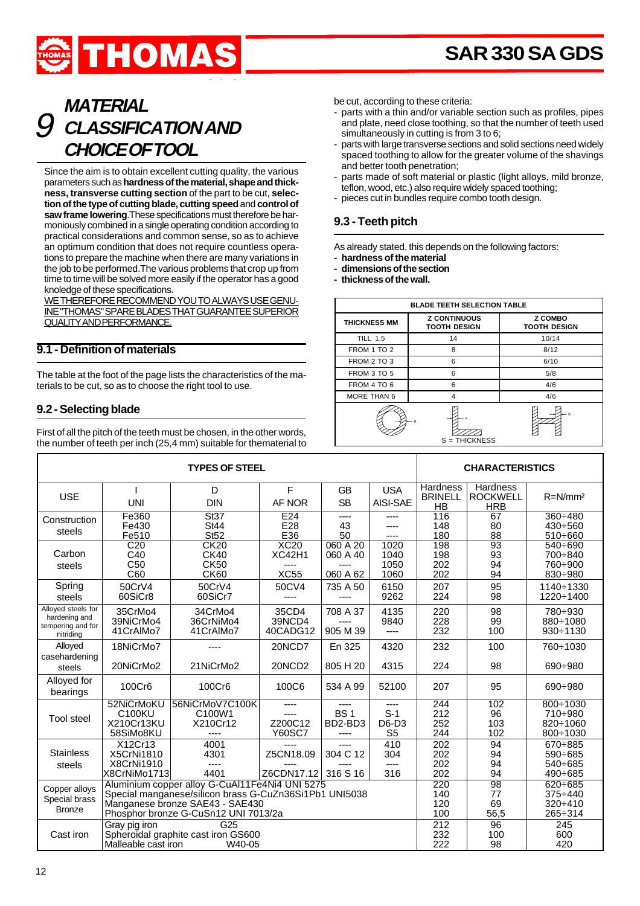# 9 MATERIAL CLASSIFICATION AND CHOICE OF TOOL

Since the aim is to obtain excellent cutting quality, the various parameters such as **hardness of the material, shape and thickness, transverse cutting section** of the part to be cut, **selection of the type of cutting blade, cutting speed** and **control of saw frame lowering**.These specifications must therefore be harmoniously combined in a single operating condition according to practical considerations and common sense, so as to achieve an optimum condition that does not require countless operations to prepare the machine when there are many variations in the job to be performed.The various problems that crop up from time to time will be solved more easily if the operator has a good knoledge of these specifications.

WE THEREFORE RECOMMEND YOU TO ALWAYS USE GENUINE "THOMAS" SPARE BLADES THAT GUARANTEE SUPERIOR QUALITY AND PERFORMANCE.

## 9.1 - Definition of materials

The table at the foot of the page lists the characteristics of the materials to be cut, so as to choose the right tool to use.

## 9.2 - Selecting blade

First of all the pitch of the teeth must be chosen, in the other words, the number of teeth per inch (25,4 mm) suitable for thematerial to be cut, according to these criteria:

- parts with a thin and/or variable section such as profiles, pipes and plate, need close toothing, so that the number of teeth used simultaneously in cutting is from 3 to 6;
- parts with large transverse sections and solid sections need widely spaced toothing to allow for the greater volume of the shavings and better tooth penetration;
- parts made of soft material or plastic (light alloys, mild bronze, teflon, wood, etc.) also require widely spaced toothing;
- pieces cut in bundles require combo tooth design.

## 9.3 - Teeth pitch

As already stated, this depends on the following factors:

- **hardness of the material**
- **dimensions of the section**
- **thickness of the wall.**

| BLADE TEETH SELECTION TABLE | | |
|---|---|---|
| THICKNESS MM | Z CONTINUOUS TOOTH DESIGN | Z COMBO TOOTH DESIGN |
| TILL 1.5 | 14 | 10/14 |
| FROM 1 TO 2 | 8 | 8/12 |
| FROM 2 TO 3 | 6 | 6/10 |
| FROM 3 TO 5 | 6 | 5/8 |
| FROM 4 TO 6 | 6 | 4/6 |
| MORE THAN 6 | 4 | 4/6 |

S = THICKNESS

| TYPES OF STEEL | | | | | | CHARACTERISTICS | | |
|---|---|---|---|---|---|---|---|---|
| USE | I<br>UNI | D<br>DIN | F<br>AF NOR | GB<br>SB | USA<br>AISI-SAE | Hardness BRINELL HB | Hardness ROCKWELL HRB | R=N/mm² |
| Construction steels | Fe360<br>Fe430<br>Fe510 | St37<br>St44<br>St52 | E24<br>E28<br>E36 | ----<br>43<br>50 | ----<br>----<br>---- | 116<br>148<br>180 | 67<br>80<br>88 | 360÷480<br>430÷560<br>510÷660 |
| Carbon steels | C20<br>C40<br>C50<br>C60 | CK20<br>CK40<br>CK50<br>CK60 | XC20<br>XC42H1<br>----<br>XC55 | 060 A 20<br>060 A 40<br>----<br>060 A 62 | 1020<br>1040<br>1050<br>1060 | 198<br>198<br>202<br>202 | 93<br>93<br>94<br>94 | 540÷690<br>700÷840<br>760÷900<br>830÷980 |
| Spring steels | 50CrV4<br>60SiCr8 | 50CrV4<br>60SiCr7 | 50CV4<br>---- | 735 A 50<br>---- | 6150<br>9262 | 207<br>224 | 95<br>98 | 1140÷1330<br>1220÷1400 |
| Alloyed steels for hardening and tempering and for nitriding | 35CrMo4<br>39NiCrMo4<br>41CrAlMo7 | 34CrMo4<br>36CrNiMo4<br>41CrAlMo7 | 35CD4<br>39NCD4<br>40CADG12 | 708 A 37<br>----<br>905 M 39 | 4135<br>9840<br>---- | 220<br>228<br>232 | 98<br>99<br>100 | 780÷930<br>880÷1080<br>930÷1130 |
| Alloyed casehardening steels | 18NiCrMo7<br>20NiCrMo2 | ----<br>21NiCrMo2 | 20NCD7<br>20NCD2 | En 325<br>805 H 20 | 4320<br>4315 | 232<br>224 | 100<br>98 | 760÷1030<br>690÷980 |
| Alloyed for bearings | 100Cr6 | 100Cr6 | 100C6 | 534 A 99 | 52100 | 207 | 95 | 690÷980 |
| Tool steel | 52NiCrMoKU<br>C100KU<br>X210Cr13KU<br>58SiMo8KU | 56NiCrMoV7C100K<br>C100W1<br>X210Cr12<br>---- | ----<br>----<br>Z200C12<br>Y60SC7 | ----<br>BS 1<br>BD2-BD3<br>---- | ----<br>S-1<br>D6-D3<br>S5 | 244<br>212<br>252<br>244 | 102<br>96<br>103<br>102 | 800÷1030<br>710÷980<br>820÷1060<br>800÷1030 |
| Stainless steels | X12Cr13<br>X5CrNi1810<br>X8CrNi1910<br>X8CrNiMo1713 | 4001<br>4301<br>----<br>4401 | ----<br>Z5CN18.09<br>----<br>Z6CDN17.12 | ----<br>304 C 12<br>----<br>316 S 16 | 410<br>304<br>----<br>316 | 202<br>202<br>202<br>202 | 94<br>94<br>94<br>94 | 670÷885<br>590÷685<br>540÷685<br>490÷685 |
| Copper alloys Special brass Bronze | Aluminium copper alloy G-CuAl11Fe4Ni4 UNI 5275<br>Special manganese/silicon brass G-CuZn36Si1Pb1 UNI5038<br>Manganese bronze SAE43 - SAE430<br>Phosphor bronze G-CuSn12 UNI 7013/2a | | | | | 220<br>140<br>120<br>100 | 98<br>77<br>69<br>56,5 | 620÷685<br>375÷440<br>320÷410<br>265÷314 |
| Cast iron | Gray pig iron G25<br>Spheroidal graphite cast iron GS600<br>Malleable cast iron W40-05 | | | | | 212<br>232<br>222 | 96<br>100<br>98 | 245<br>600<br>420 |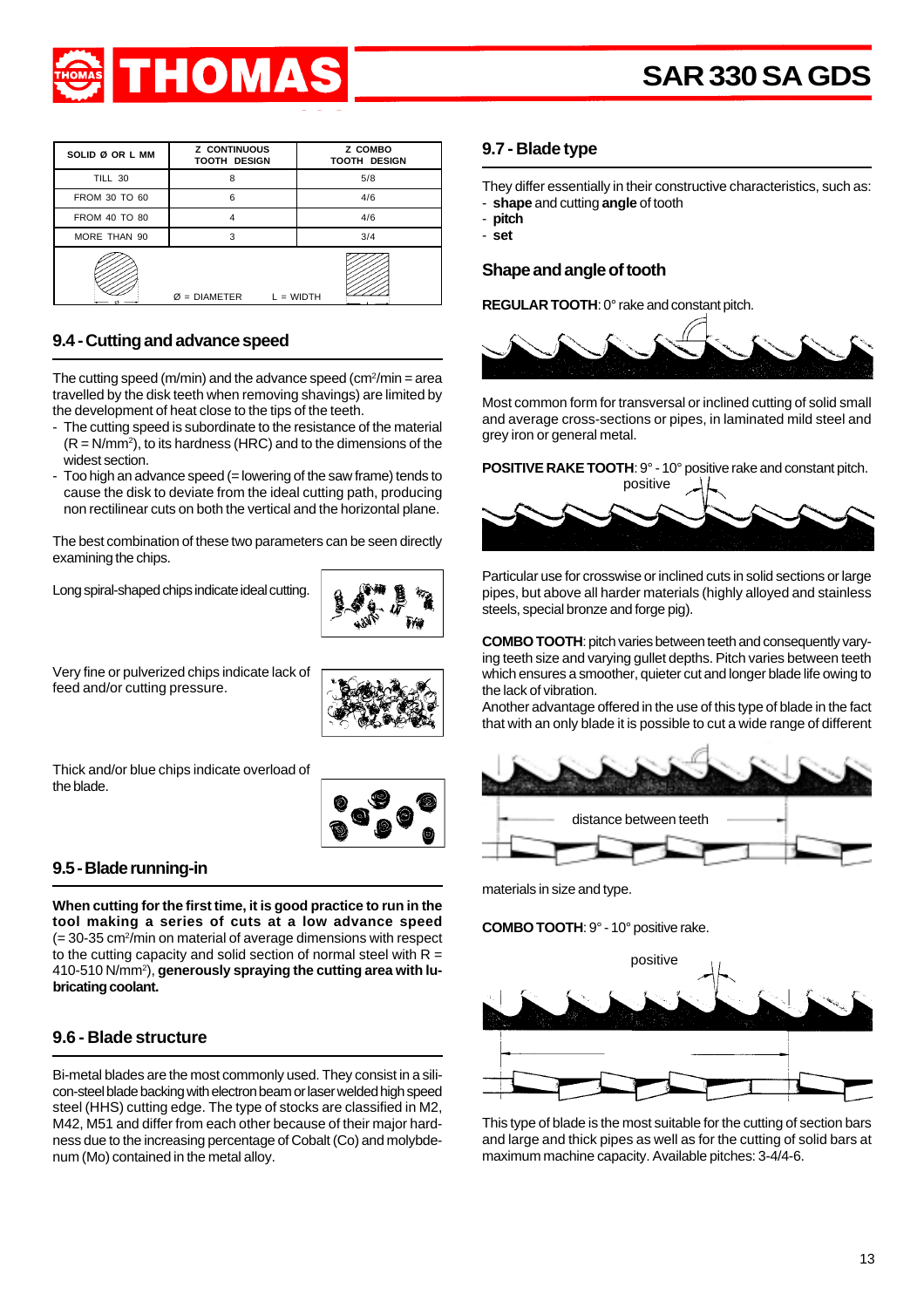| SOLID Ø OR L MM | Z CONTINUOUS TOOTH DESIGN | Z COMBO TOOTH DESIGN |
|---|---|---|
| TILL 30 | 8 | 5/8 |
| FROM 30 TO 60 | 6 | 4/6 |
| FROM 40 TO 80 | 4 | 4/6 |
| MORE THAN 90 | 3 | 3/4 |

Ø = DIAMETER L = WIDTH

## 9.4 - Cutting and advance speed

The cutting speed (m/min) and the advance speed ($cm^2$/min = area travelled by the disk teeth when removing shavings) are limited by the development of heat close to the tips of the teeth.

- The cutting speed is subordinate to the resistance of the material (R = $N/mm^2$), to its hardness (HRC) and to the dimensions of the widest section.
- Too high an advance speed (= lowering of the saw frame) tends to cause the disk to deviate from the ideal cutting path, producing non rectilinear cuts on both the vertical and the horizontal plane.

The best combination of these two parameters can be seen directly examining the chips.

Long spiral-shaped chips indicate ideal cutting.

Very fine or pulverized chips indicate lack of feed and/or cutting pressure.

Thick and/or blue chips indicate overload of the blade.

## 9.5 - Blade running-in

**When cutting for the first time, it is good practice to run in the tool making a series of cuts at a low advance speed** (= 30-35 $cm^2$/min on material of average dimensions with respect to the cutting capacity and solid section of normal steel with R = 410-510 $N/mm^2$), **generously spraying the cutting area with lubricating coolant.**

## 9.6 - Blade structure

Bi-metal blades are the most commonly used. They consist in a silicon-steel blade backing with electron beam or laser welded high speed steel (HHS) cutting edge. The type of stocks are classified in M2, M42, M51 and differ from each other because of their major hardness due to the increasing percentage of Cobalt (Co) and molybdenum (Mo) contained in the metal alloy.

## 9.7 - Blade type

They differ essentially in their constructive characteristics, such as:
- **shape** and cutting **angle** of tooth
- **pitch**
- **set**

### Shape and angle of tooth

**REGULAR TOOTH**: 0° rake and constant pitch.

Most common form for transversal or inclined cutting of solid small and average cross-sections or pipes, in laminated mild steel and grey iron or general metal.

**POSITIVE RAKE TOOTH**: 9° - 10° positive rake and constant pitch.

positive

Particular use for crosswise or inclined cuts in solid sections or large pipes, but above all harder materials (highly alloyed and stainless steels, special bronze and forge pig).

**COMBO TOOTH**: pitch varies between teeth and consequently varying teeth size and varying gullet depths. Pitch varies between teeth which ensures a smoother, quieter cut and longer blade life owing to the lack of vibration.
Another advantage offered in the use of this type of blade in the fact that with an only blade it is possible to cut a wide range of different materials in size and type.

distance between teeth

**COMBO TOOTH**: 9° - 10° positive rake.

positive

This type of blade is the most suitable for the cutting of section bars and large and thick pipes as well as for the cutting of solid bars at maximum machine capacity. Available pitches: 3-4/4-6.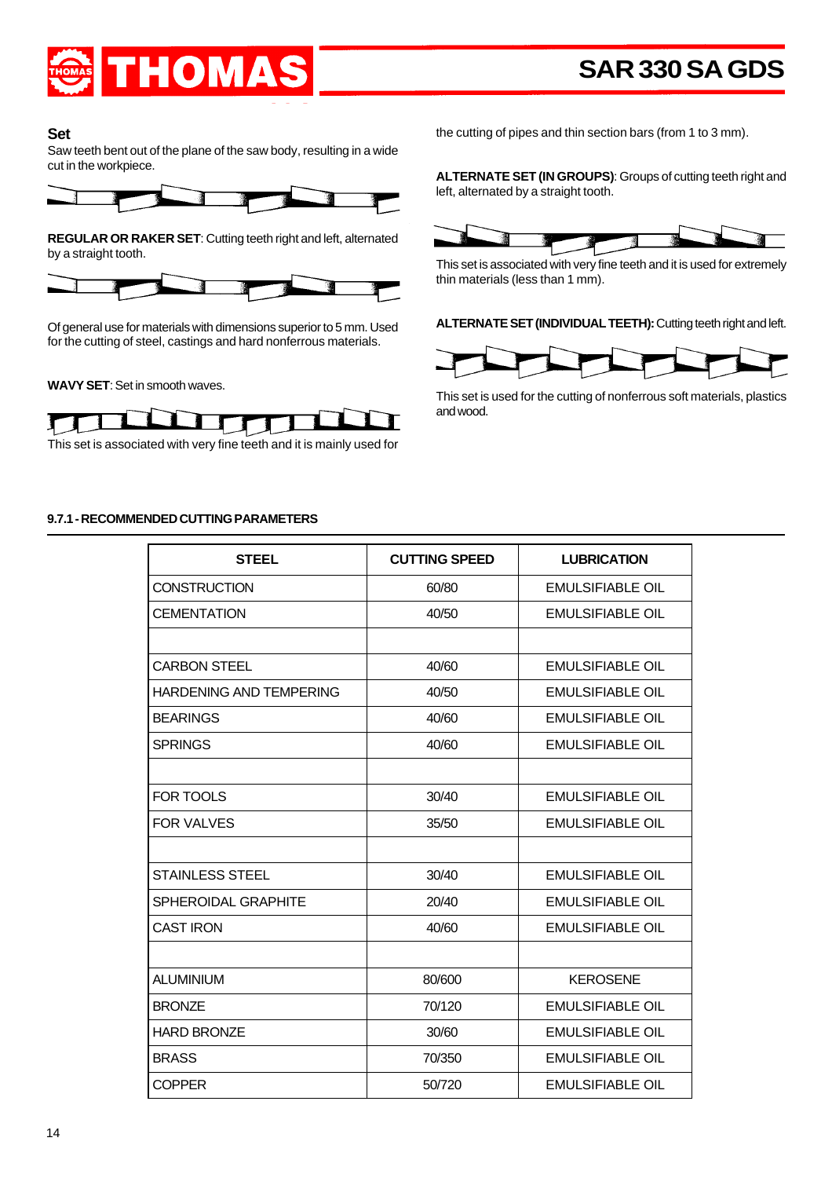### Set

Saw teeth bent out of the plane of the saw body, resulting in a wide cut in the workpiece.

**REGULAR OR RAKER SET**: Cutting teeth right and left, alternated by a straight tooth.

Of general use for materials with dimensions superior to 5 mm. Used for the cutting of steel, castings and hard nonferrous materials.

**WAVY SET**: Set in smooth waves.

This set is associated with very fine teeth and it is mainly used for the cutting of pipes and thin section bars (from 1 to 3 mm).

**ALTERNATE SET (IN GROUPS)**: Groups of cutting teeth right and left, alternated by a straight tooth.

This set is associated with very fine teeth and it is used for extremely thin materials (less than 1 mm).

**ALTERNATE SET (INDIVIDUAL TEETH):** Cutting teeth right and left.

This set is used for the cutting of nonferrous soft materials, plastics and wood.

### 9.7.1 - RECOMMENDED CUTTING PARAMETERS

| STEEL | CUTTING SPEED | LUBRICATION |
|---|---|---|
| CONSTRUCTION | 60/80 | EMULSIFIABLE OIL |
| CEMENTATION | 40/50 | EMULSIFIABLE OIL |
| | | |
| CARBON STEEL | 40/60 | EMULSIFIABLE OIL |
| HARDENING AND TEMPERING | 40/50 | EMULSIFIABLE OIL |
| BEARINGS | 40/60 | EMULSIFIABLE OIL |
| SPRINGS | 40/60 | EMULSIFIABLE OIL |
| | | |
| FOR TOOLS | 30/40 | EMULSIFIABLE OIL |
| FOR VALVES | 35/50 | EMULSIFIABLE OIL |
| | | |
| STAINLESS STEEL | 30/40 | EMULSIFIABLE OIL |
| SPHEROIDAL GRAPHITE | 20/40 | EMULSIFIABLE OIL |
| CAST IRON | 40/60 | EMULSIFIABLE OIL |
| | | |
| ALUMINIUM | 80/600 | KEROSENE |
| BRONZE | 70/120 | EMULSIFIABLE OIL |
| HARD BRONZE | 30/60 | EMULSIFIABLE OIL |
| BRASS | 70/350 | EMULSIFIABLE OIL |
| COPPER | 50/720 | EMULSIFIABLE OIL |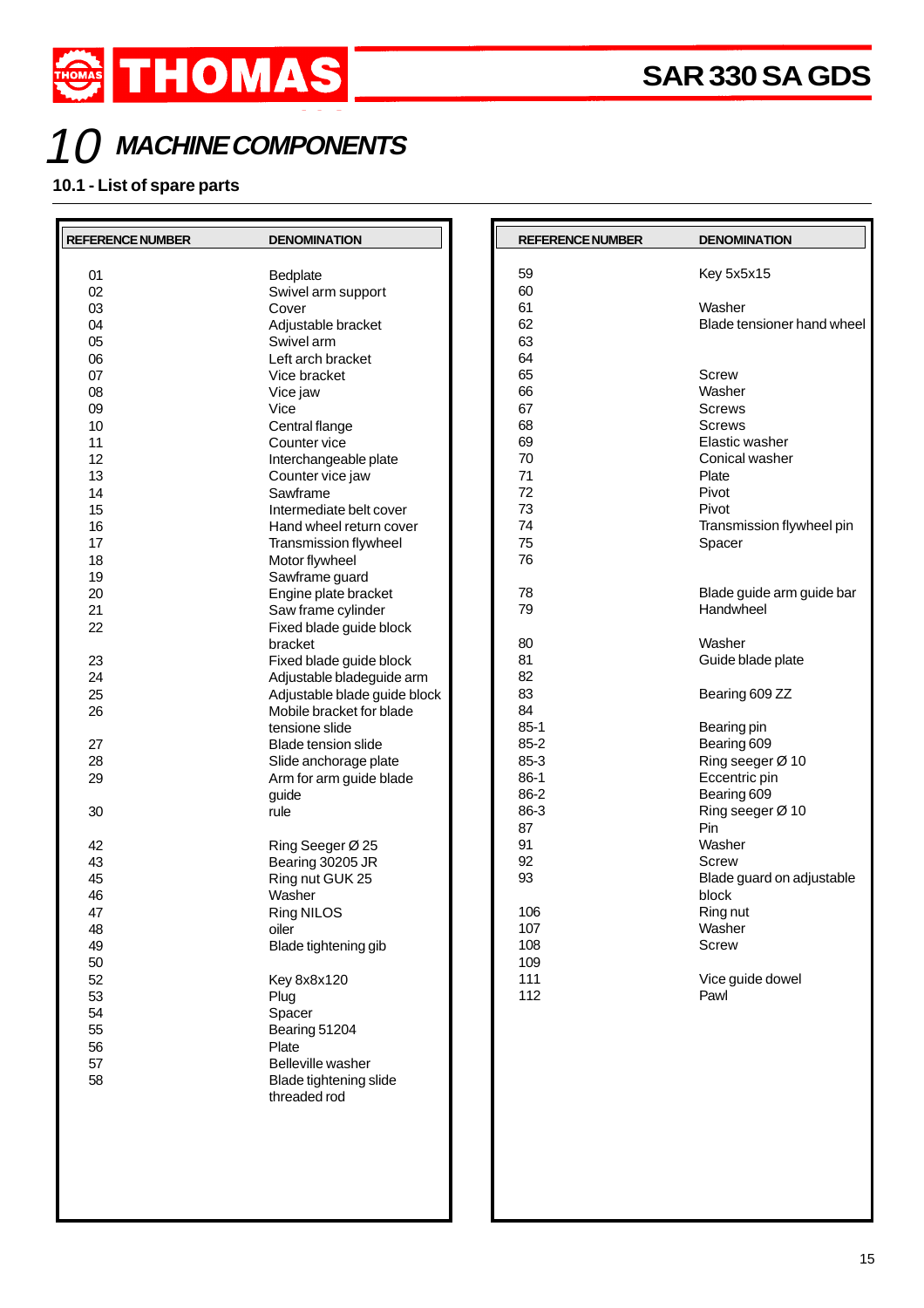# 10 MACHINE COMPONENTS

## 10.1 - List of spare parts

| REFERENCE NUMBER | DENOMINATION |
|---|---|
| 01 | Bedplate |
| 02 | Swivel arm support |
| 03 | Cover |
| 04 | Adjustable bracket |
| 05 | Swivel arm |
| 06 | Left arch bracket |
| 07 | Vice bracket |
| 08 | Vice jaw |
| 09 | Vice |
| 10 | Central flange |
| 11 | Counter vice |
| 12 | Interchangeable plate |
| 13 | Counter vice jaw |
| 14 | Sawframe |
| 15 | Intermediate belt cover |
| 16 | Hand wheel return cover |
| 17 | Transmission flywheel |
| 18 | Motor flywheel |
| 19 | Sawframe guard |
| 20 | Engine plate bracket |
| 21 | Saw frame cylinder |
| 22 | Fixed blade guide block bracket |
| 23 | Fixed blade guide block |
| 24 | Adjustable bladeguide arm |
| 25 | Adjustable blade guide block |
| 26 | Mobile bracket for blade tensione slide |
| 27 | Blade tension slide |
| 28 | Slide anchorage plate |
| 29 | Arm for arm guide blade guide |
| 30 | rule |
| 42 | Ring Seeger Ø 25 |
| 43 | Bearing 30205 JR |
| 45 | Ring nut GUK 25 |
| 46 | Washer |
| 47 | Ring NILOS |
| 48 | oiler |
| 49 | Blade tightening gib |
| 50 | |
| 52 | Key 8x8x120 |
| 53 | Plug |
| 54 | Spacer |
| 55 | Bearing 51204 |
| 56 | Plate |
| 57 | Belleville washer |
| 58 | Blade tightening slide threaded rod |

| REFERENCE NUMBER | DENOMINATION |
|---|---|
| 59 | Key 5x5x15 |
| 60 | |
| 61 | Washer |
| 62 | Blade tensioner hand wheel |
| 63 | |
| 64 | |
| 65 | Screw |
| 66 | Washer |
| 67 | Screws |
| 68 | Screws |
| 69 | Elastic washer |
| 70 | Conical washer |
| 71 | Plate |
| 72 | Pivot |
| 73 | Pivot |
| 74 | Transmission flywheel pin |
| 75 | Spacer |
| 76 | |
| 78 | Blade guide arm guide bar |
| 79 | Handwheel |
| 80 | Washer |
| 81 | Guide blade plate |
| 82 | |
| 83 | Bearing 609 ZZ |
| 84 | |
| 85-1 | Bearing pin |
| 85-2 | Bearing 609 |
| 85-3 | Ring seeger Ø 10 |
| 86-1 | Eccentric pin |
| 86-2 | Bearing 609 |
| 86-3 | Ring seeger Ø 10 |
| 87 | Pin |
| 91 | Washer |
| 92 | Screw |
| 93 | Blade guard on adjustable block |
| 106 | Ring nut |
| 107 | Washer |
| 108 | Screw |
| 109 | |
| 111 | Vice guide dowel |
| 112 | Pawl |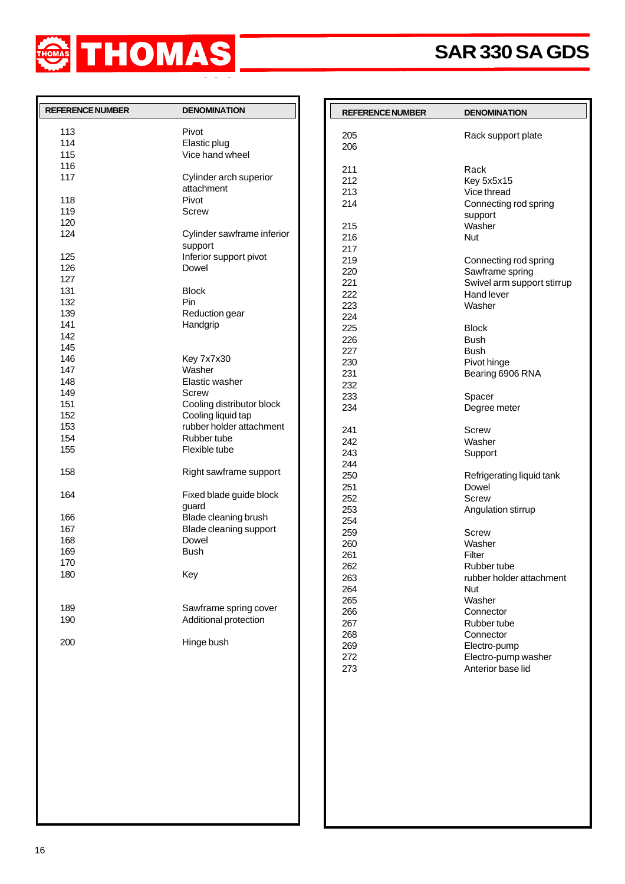# THOMAS

## SAR 330 SA GDS

| REFERENCE NUMBER | DENOMINATION |
|---|---|
| 113 | Pivot |
| 114 | Elastic plug |
| 115 | Vice hand wheel |
| 116 | |
| 117 | Cylinder arch superior attachment |
| 118 | Pivot |
| 119 | Screw |
| 120 | |
| 124 | Cylinder sawframe inferior support |
| 125 | Inferior support pivot |
| 126 | Dowel |
| 127 | |
| 131 | Block |
| 132 | Pin |
| 139 | Reduction gear |
| 141 | Handgrip |
| 142 | |
| 145 | |
| 146 | Key 7x7x30 |
| 147 | Washer |
| 148 | Elastic washer |
| 149 | Screw |
| 151 | Cooling distributor block |
| 152 | Cooling liquid tap |
| 153 | rubber holder attachment |
| 154 | Rubber tube |
| 155 | Flexible tube |
| 158 | Right sawframe support |
| 164 | Fixed blade guide block guard |
| 166 | Blade cleaning brush |
| 167 | Blade cleaning support |
| 168 | Dowel |
| 169 | Bush |
| 170 | |
| 180 | Key |
| 189 | Sawframe spring cover |
| 190 | Additional protection |
| 200 | Hinge bush |

| REFERENCE NUMBER | DENOMINATION |
|---|---|
| 205 | Rack support plate |
| 206 | |
| 211 | Rack |
| 212 | Key 5x5x15 |
| 213 | Vice thread |
| 214 | Connecting rod spring support |
| 215 | Washer |
| 216 | Nut |
| 217 | |
| 219 | Connecting rod spring |
| 220 | Sawframe spring |
| 221 | Swivel arm support stirrup |
| 222 | Hand lever |
| 223 | Washer |
| 224 | |
| 225 | Block |
| 226 | Bush |
| 227 | Bush |
| 230 | Pivot hinge |
| 231 | Bearing 6906 RNA |
| 232 | |
| 233 | Spacer |
| 234 | Degree meter |
| 241 | Screw |
| 242 | Washer |
| 243 | Support |
| 244 | |
| 250 | Refrigerating liquid tank |
| 251 | Dowel |
| 252 | Screw |
| 253 | Angulation stirrup |
| 254 | |
| 259 | Screw |
| 260 | Washer |
| 261 | Filter |
| 262 | Rubber tube |
| 263 | rubber holder attachment |
| 264 | Nut |
| 265 | Washer |
| 266 | Connector |
| 267 | Rubber tube |
| 268 | Connector |
| 269 | Electro-pump |
| 272 | Electro-pump washer |
| 273 | Anterior base lid |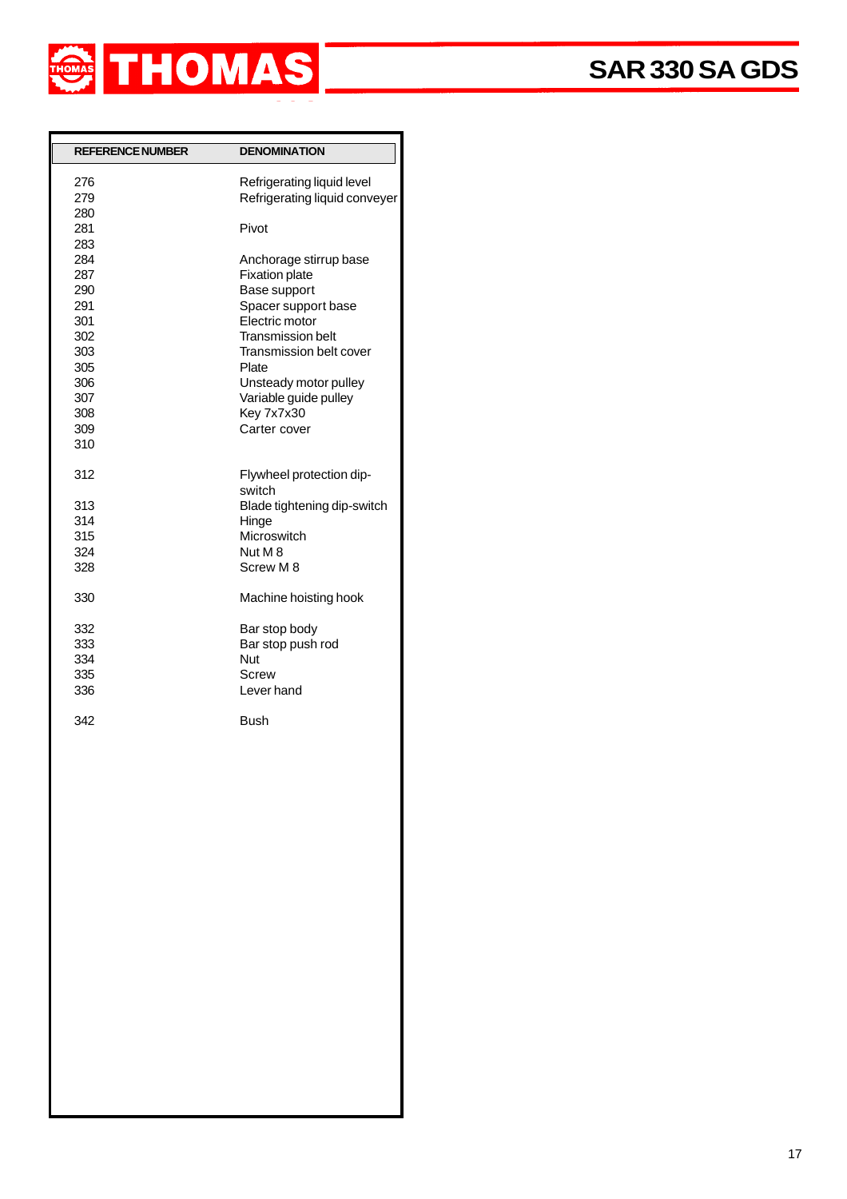| REFERENCE NUMBER | DENOMINATION |
|---|---|
| 276 | Refrigerating liquid level |
| 279 | Refrigerating liquid conveyer |
| 280 | |
| 281 | Pivot |
| 283 | |
| 284 | Anchorage stirrup base |
| 287 | Fixation plate |
| 290 | Base support |
| 291 | Spacer support base |
| 301 | Electric motor |
| 302 | Transmission belt |
| 303 | Transmission belt cover |
| 305 | Plate |
| 306 | Unsteady motor pulley |
| 307 | Variable guide pulley |
| 308 | Key 7x7x30 |
| 309 | Carter cover |
| 310 | |
| 312 | Flywheel protection dip-switch |
| 313 | Blade tightening dip-switch |
| 314 | Hinge |
| 315 | Microswitch |
| 324 | Nut M 8 |
| 328 | Screw M 8 |
| 330 | Machine hoisting hook |
| 332 | Bar stop body |
| 333 | Bar stop push rod |
| 334 | Nut |
| 335 | Screw |
| 336 | Lever hand |
| 342 | Bush |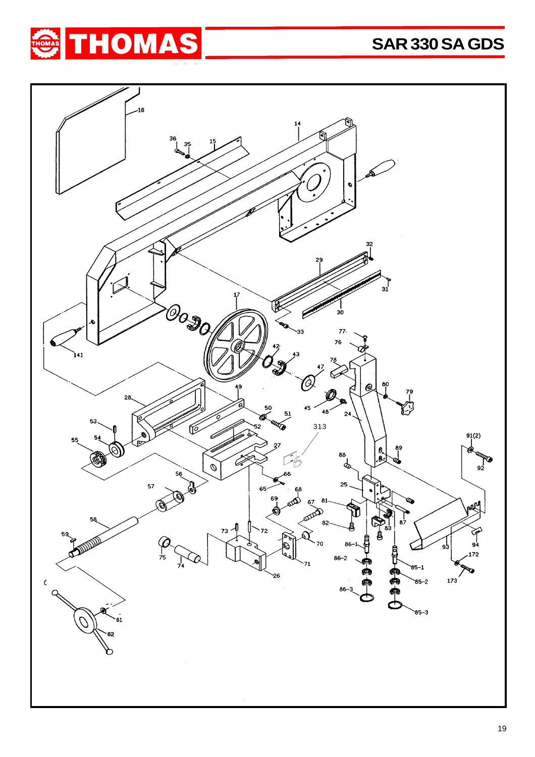# SAR 330 SA GDS

16 14 36 35 15 32 29 31 30 17 33 141 77 76 42 43 78 47 28 49 80 79 50 45 48 24 51 53 52 313 54 55 27 89 91(2) 88 92 66 56 65 25 57 68 69 67 81 87 58 82 83 73 72 93 94 59 70 86-1 172 75 74 71 86-2 85-1 26 173 85-2 86-3 85-3 61 62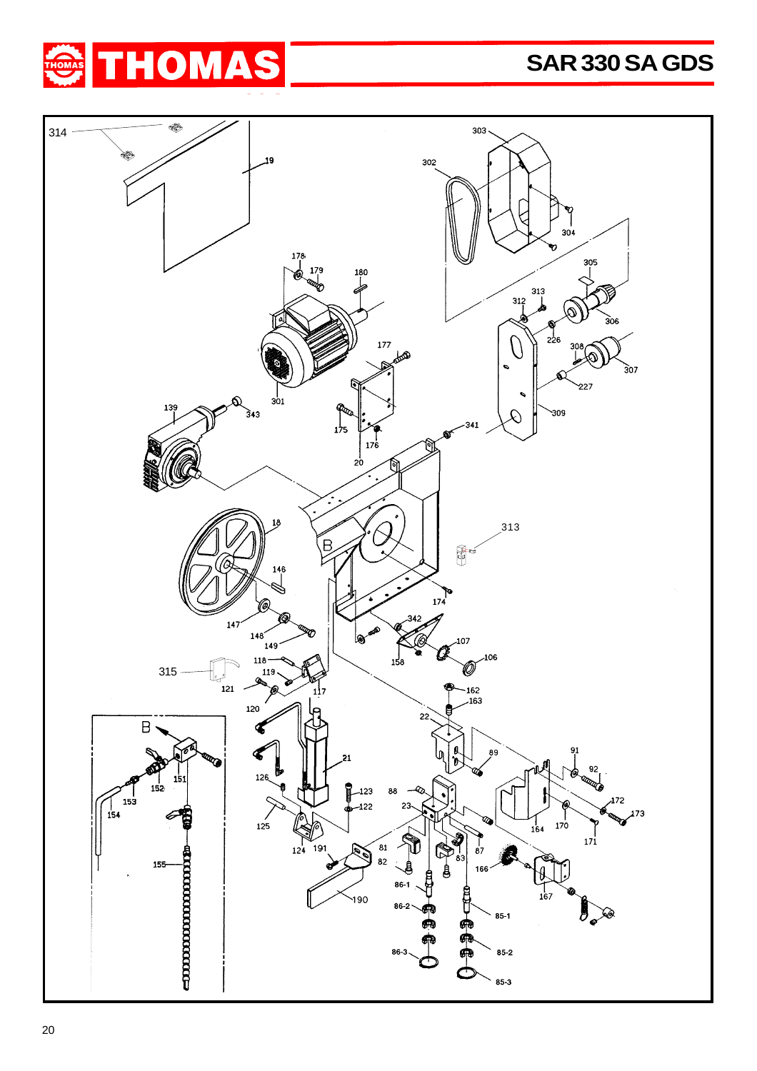# SAR 330 SA GDS

314 19 303 302 304 178 179 180 305 313 312 306 226 308 177 307 227 301 139 343 175 176 309 341 20 18 313 B 146 174 342 147 148 149 107 158 106 315 118 119 117 121 162 163 120 22 B 21 89 91 92 126 151 123 88 152 122 172 173 153 23 154 125 164 170 171 124 191 81 87 82 83 166 155 86-1 190 167 86-2 85-1 86-3 85-2 85-3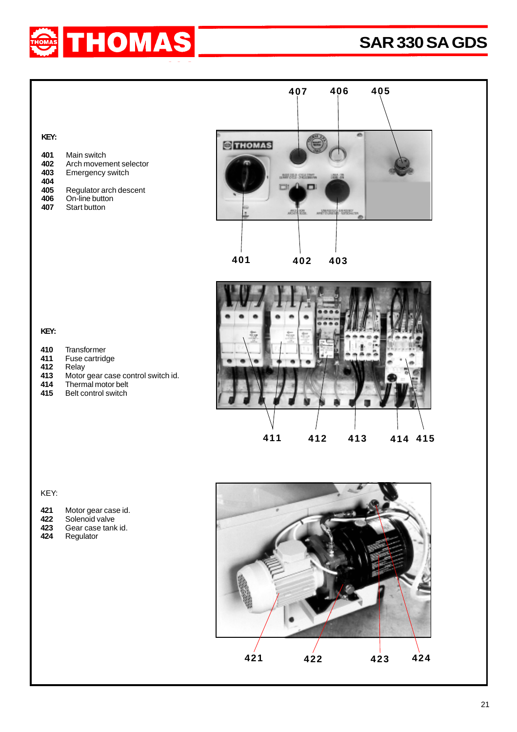**KEY:**

**401** Main switch
**402** Arch movement selector
**403** Emergency switch
**404**
**405** Regulator arch descent
**406** On-line button
**407** Start button

407 406 405

401 402 403

**KEY:**

**410** Transformer
**411** Fuse cartridge
**412** Relay
**413** Motor gear case control switch id.
**414** Thermal motor belt
**415** Belt control switch

411 412 413 414 415

KEY:

**421** Motor gear case id.
**422** Solenoid valve
**423** Gear case tank id.
**424** Regulator

421 422 423 424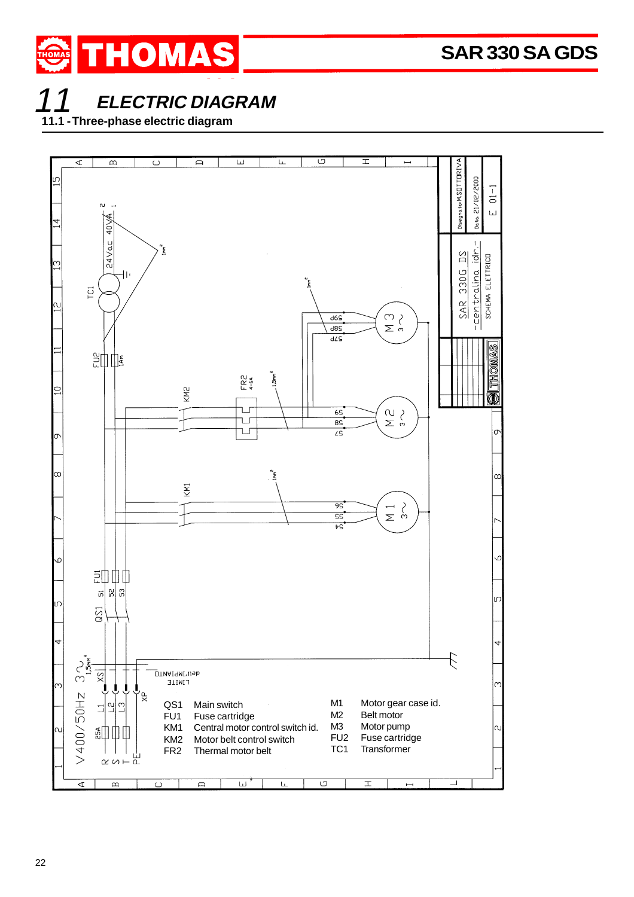# 11 ELECTRIC DIAGRAM

## 11.1 - Three-phase electric diagram

| | | | |
|---|---|---|---|
| QS1 | Main switch | M1 | Motor gear case id. |
| FU1 | Fuse cartridge | M2 | Belt motor |
| KM1 | Central motor control switch id. | M3 | Motor pump |
| KM2 | Motor belt control switch | FU2 | Fuse cartridge |
| FR2 | Thermal motor belt | TC1 | Transformer |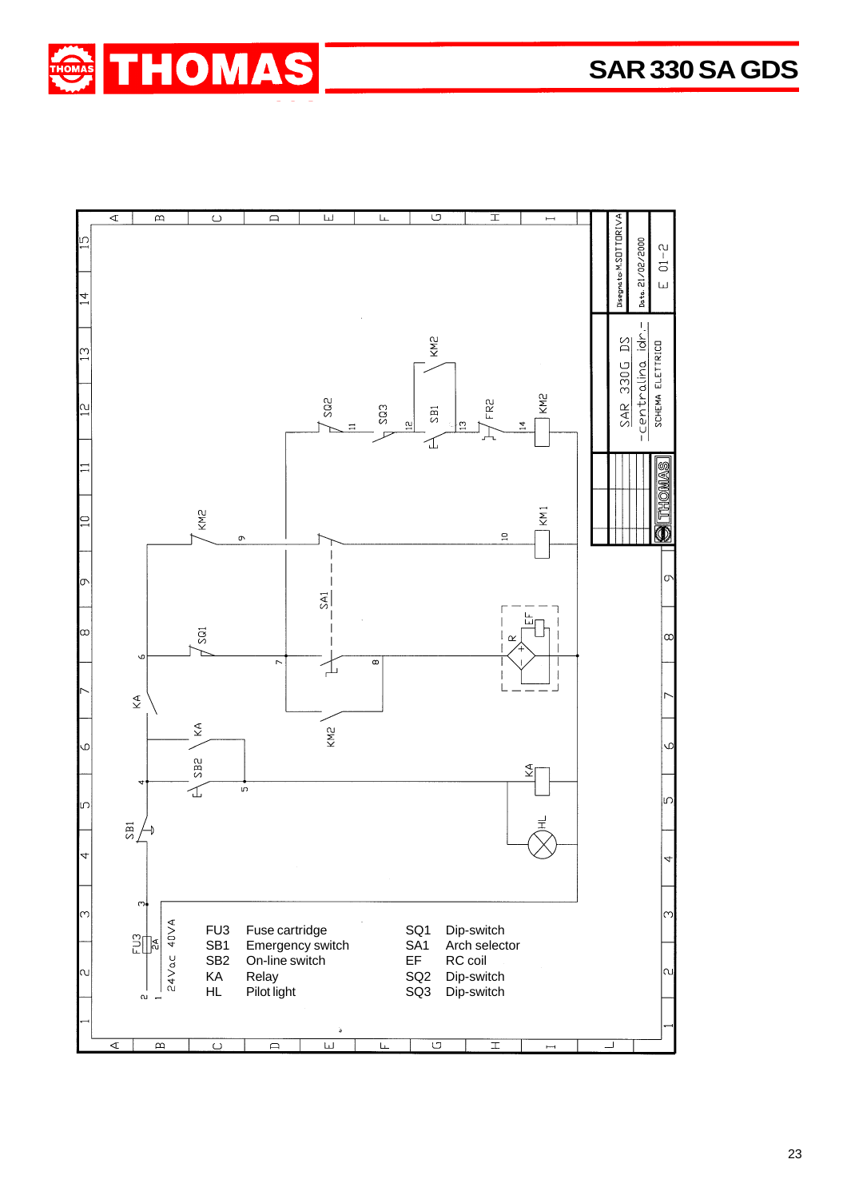# SAR 330 SA GDS

SAR 330G DS
-centralina idr.-
SCHEMA ELETTRICO

Disegnato: M.SOTTORIVA
Data: 21/02/2000
E 01-2

24Vac 40VA

| | | | |
|---|---|---|---|
| FU3 | Fuse cartridge | SQ1 | Dip-switch |
| SB1 | Emergency switch | SA1 | Arch selector |
| SB2 | On-line switch | EF | RC coil |
| KA | Relay | SQ2 | Dip-switch |
| HL | Pilot light | SQ3 | Dip-switch |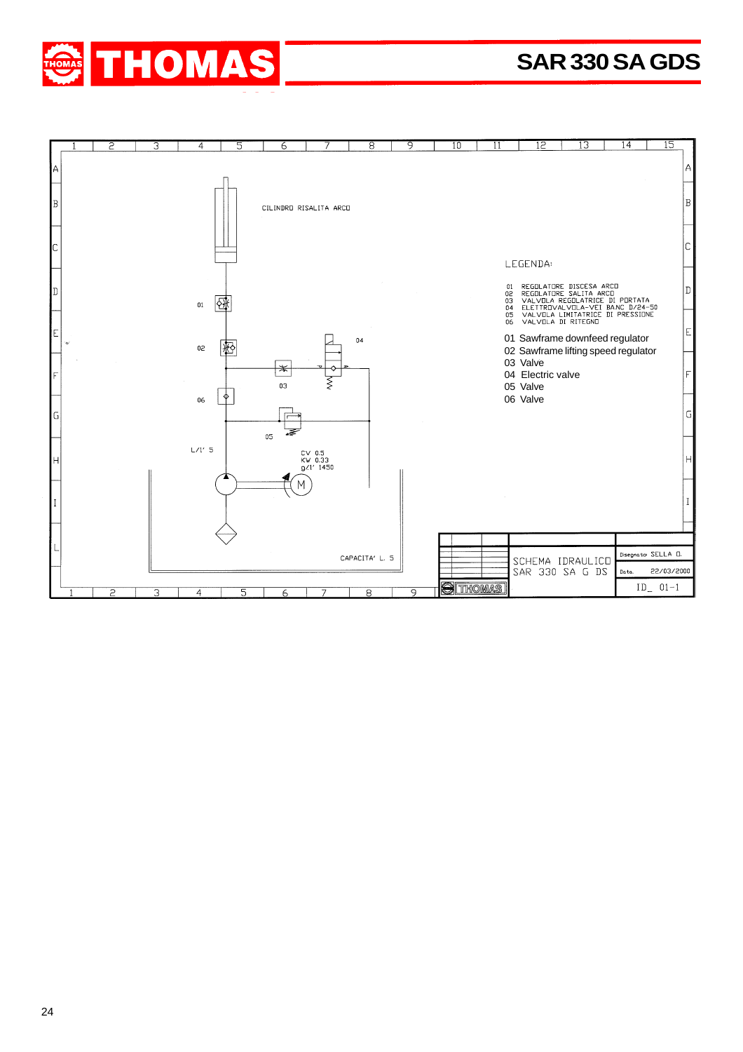# SAR 330 SA GDS

CILINDRO RISALITA ARCO

LEGENDA:

01 REGOLATORE DISCESA ARCO
02 REGOLATORE SALITA ARCO
03 VALVOLA REGOLATRICE DI PORTATA
04 ELETTROVALVOLA-VEI BANC D/24-50
05 VALVOLA LIMITATRICE DI PRESSIONE
06 VALVOLA DI RITEGNO

01 Sawframe downfeed regulator
02 Sawframe lifting speed regulator
03 Valve
04 Electric valve
05 Valve
06 Valve

L/1' 5

CV 0.5
KW 0.33
g/1' 1450

CAPACITA' L. 5

SCHEMA IDRAULICO
SAR 330 SA G DS

Disegnato: SELLA D.
Data: 22/03/2000
ID_ 01-1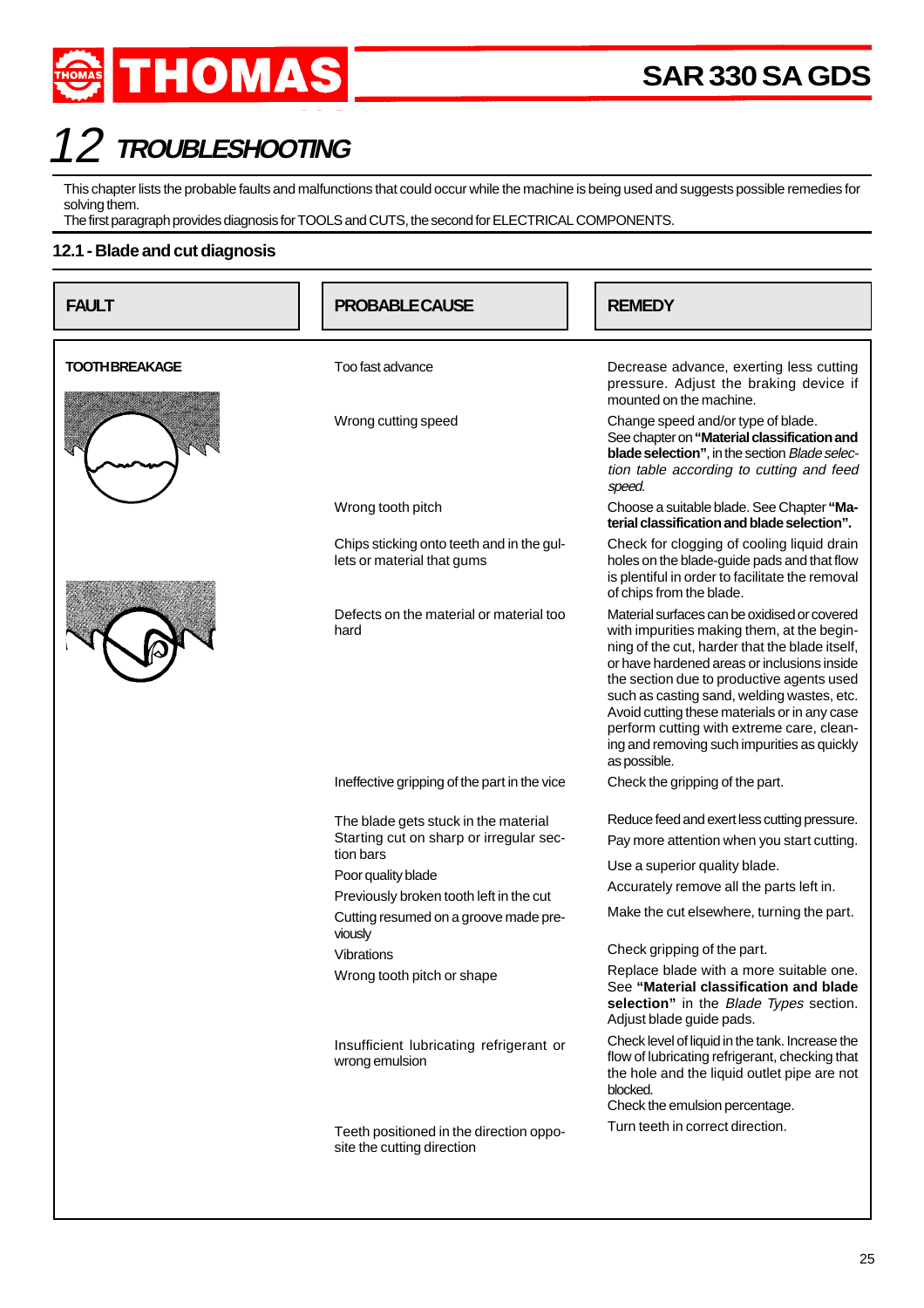# 12 TROUBLESHOOTING

This chapter lists the probable faults and malfunctions that could occur while the machine is being used and suggests possible remedies for solving them.
The first paragraph provides diagnosis for TOOLS and CUTS, the second for ELECTRICAL COMPONENTS.

## 12.1 - Blade and cut diagnosis

| FAULT | PROBABLE CAUSE | REMEDY |
|---|---|---|
| **TOOTH BREAKAGE** | Too fast advance | Decrease advance, exerting less cutting pressure. Adjust the braking device if mounted on the machine. |
| | Wrong cutting speed | Change speed and/or type of blade. See chapter on **"Material classification and blade selection"**, in the section *Blade selection table according to cutting and feed speed.* |
| | Wrong tooth pitch | Choose a suitable blade. See Chapter **"Material classification and blade selection".** |
| | Chips sticking onto teeth and in the gullets or material that gums | Check for clogging of cooling liquid drain holes on the blade-guide pads and that flow is plentiful in order to facilitate the removal of chips from the blade. |
| | Defects on the material or material too hard | Material surfaces can be oxidised or covered with impurities making them, at the beginning of the cut, harder that the blade itself, or have hardened areas or inclusions inside the section due to productive agents used such as casting sand, welding wastes, etc. Avoid cutting these materials or in any case perform cutting with extreme care, cleaning and removing such impurities as quickly as possible. |
| | Ineffective gripping of the part in the vice | Check the gripping of the part. |
| | The blade gets stuck in the material | Reduce feed and exert less cutting pressure. |
| | Starting cut on sharp or irregular section bars | Pay more attention when you start cutting. |
| | Poor quality blade | Use a superior quality blade. |
| | Previously broken tooth left in the cut | Accurately remove all the parts left in. |
| | Cutting resumed on a groove made previously | Make the cut elsewhere, turning the part. |
| | Vibrations | Check gripping of the part. |
| | Wrong tooth pitch or shape | Replace blade with a more suitable one. See **"Material classification and blade selection"** in the *Blade Types* section. Adjust blade guide pads. |
| | Insufficient lubricating refrigerant or wrong emulsion | Check level of liquid in the tank. Increase the flow of lubricating refrigerant, checking that the hole and the liquid outlet pipe are not blocked. Check the emulsion percentage. |
| | Teeth positioned in the direction opposite the cutting direction | Turn teeth in correct direction. |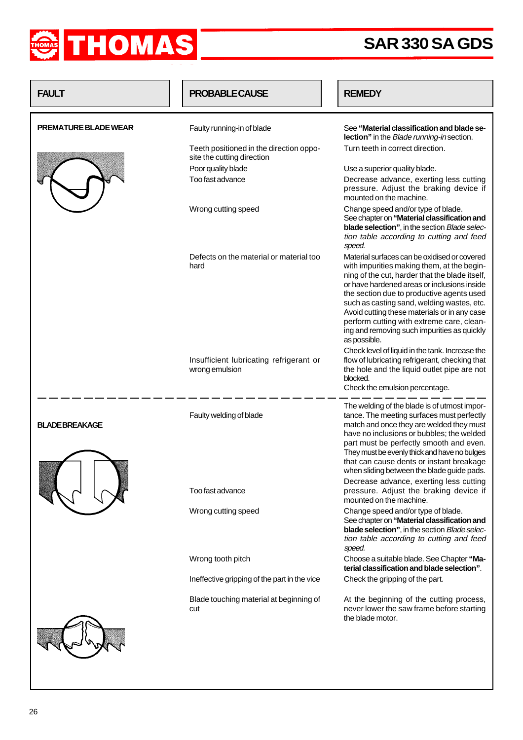| FAULT | PROBABLE CAUSE | REMEDY |
|---|---|---|
| **PREMATURE BLADE WEAR** | Faulty running-in of blade | See **"Material classification and blade selection"** in the *Blade running-in* section. |
| | Teeth positioned in the direction opposite the cutting direction | Turn teeth in correct direction. |
| | Poor quality blade | Use a superior quality blade. |
| | Too fast advance | Decrease advance, exerting less cutting pressure. Adjust the braking device if mounted on the machine. |
| | Wrong cutting speed | Change speed and/or type of blade. See chapter on **"Material classification and blade selection"**, in the section *Blade selection table according to cutting and feed speed.* |
| | Defects on the material or material too hard | Material surfaces can be oxidised or covered with impurities making them, at the beginning of the cut, harder that the blade itself, or have hardened areas or inclusions inside the section due to productive agents used such as casting sand, welding wastes, etc. Avoid cutting these materials or in any case perform cutting with extreme care, cleaning and removing such impurities as quickly as possible. |
| | Insufficient lubricating refrigerant or wrong emulsion | Check level of liquid in the tank. Increase the flow of lubricating refrigerant, checking that the hole and the liquid outlet pipe are not blocked. Check the emulsion percentage. |
| **BLADE BREAKAGE** | Faulty welding of blade | The welding of the blade is of utmost importance. The meeting surfaces must perfectly match and once they are welded they must have no inclusions or bubbles; the welded part must be perfectly smooth and even. They must be evenly thick and have no bulges that can cause dents or instant breakage when sliding between the blade guide pads. |
| | Too fast advance | Decrease advance, exerting less cutting pressure. Adjust the braking device if mounted on the machine. |
| | Wrong cutting speed | Change speed and/or type of blade. See chapter on **"Material classification and blade selection"**, in the section *Blade selection table according to cutting and feed speed.* |
| | Wrong tooth pitch | Choose a suitable blade. See Chapter **"Material classification and blade selection"**. |
| | Ineffective gripping of the part in the vice | Check the gripping of the part. |
| | Blade touching material at beginning of cut | At the beginning of the cutting process, never lower the saw frame before starting the blade motor. |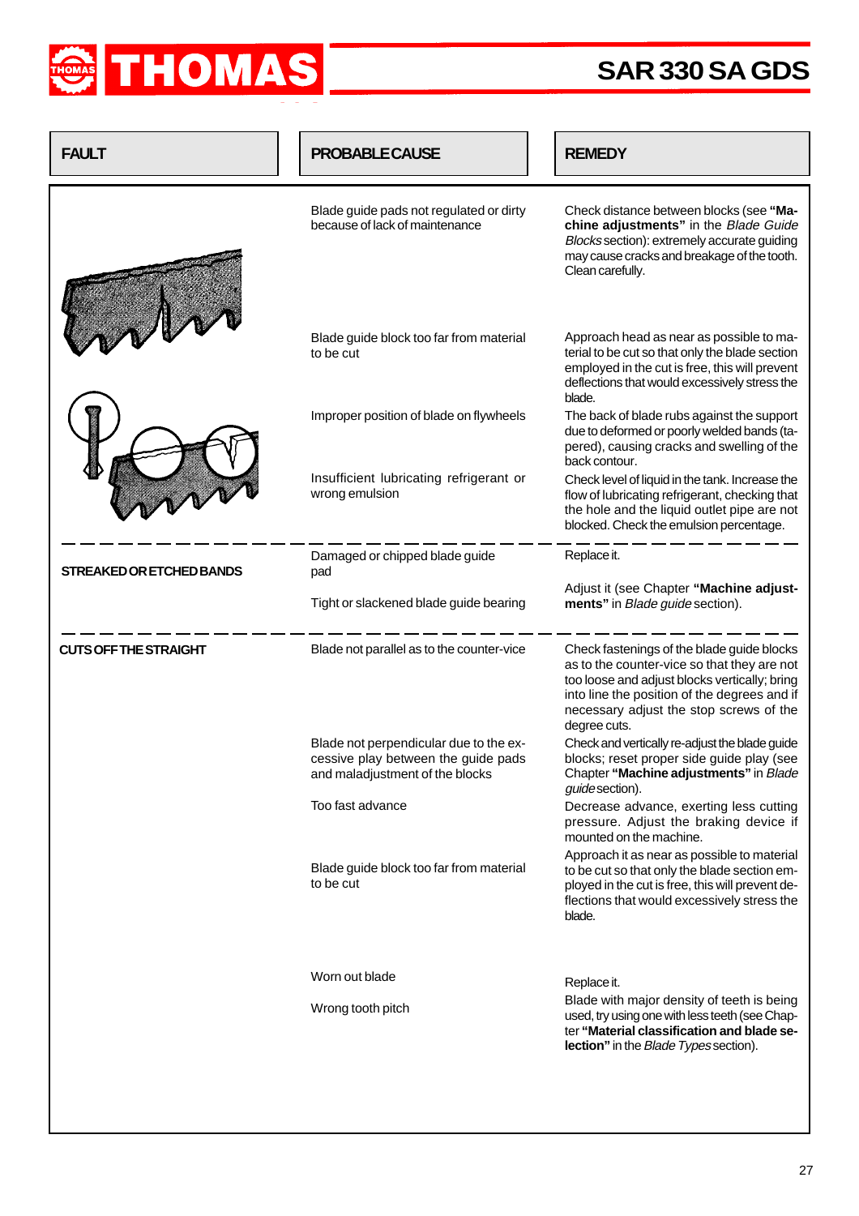| FAULT | PROBABLE CAUSE | REMEDY |
|---|---|---|
| | Blade guide pads not regulated or dirty because of lack of maintenance | Check distance between blocks (see **"Machine adjustments"** in the *Blade Guide Blocks* section): extremely accurate guiding may cause cracks and breakage of the tooth. Clean carefully. |
| | Blade guide block too far from material to be cut | Approach head as near as possible to material to be cut so that only the blade section employed in the cut is free, this will prevent deflections that would excessively stress the blade. |
| | Improper position of blade on flywheels | The back of blade rubs against the support due to deformed or poorly welded bands (tapered), causing cracks and swelling of the back contour. |
| | Insufficient lubricating refrigerant or wrong emulsion | Check level of liquid in the tank. Increase the flow of lubricating refrigerant, checking that the hole and the liquid outlet pipe are not blocked. Check the emulsion percentage. |
| **STREAKED OR ETCHED BANDS** | Damaged or chipped blade guide pad | Replace it. |
| | Tight or slackened blade guide bearing | Adjust it (see Chapter **"Machine adjustments"** in *Blade guide* section). |
| **CUTS OFF THE STRAIGHT** | Blade not parallel as to the counter-vice | Check fastenings of the blade guide blocks as to the counter-vice so that they are not too loose and adjust blocks vertically; bring into line the position of the degrees and if necessary adjust the stop screws of the degree cuts. |
| | Blade not perpendicular due to the excessive play between the guide pads and maladjustment of the blocks | Check and vertically re-adjust the blade guide blocks; reset proper side guide play (see Chapter **"Machine adjustments"** in *Blade guide* section). |
| | Too fast advance | Decrease advance, exerting less cutting pressure. Adjust the braking device if mounted on the machine. |
| | Blade guide block too far from material to be cut | Approach it as near as possible to material to be cut so that only the blade section employed in the cut is free, this will prevent deflections that would excessively stress the blade. |
| | Worn out blade | Replace it. |
| | Wrong tooth pitch | Blade with major density of teeth is being used, try using one with less teeth (see Chapter **"Material classification and blade selection"** in the *Blade Types* section). |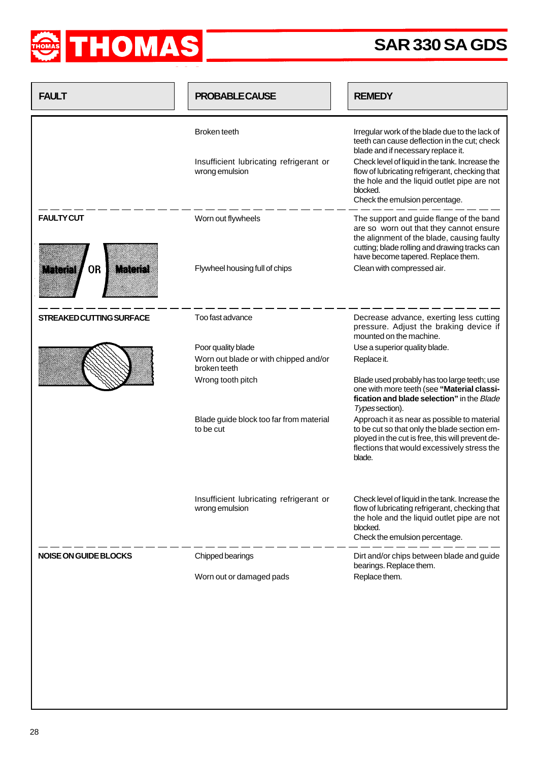| FAULT | PROBABLE CAUSE | REMEDY |
|---|---|---|
| | Broken teeth | Irregular work of the blade due to the lack of teeth can cause deflection in the cut; check blade and if necessary replace it. |
| | Insufficient lubricating refrigerant or wrong emulsion | Check level of liquid in the tank. Increase the flow of lubricating refrigerant, checking that the hole and the liquid outlet pipe are not blocked. Check the emulsion percentage. |
| **FAULTY CUT** | Worn out flywheels | The support and guide flange of the band are so worn out that they cannot ensure the alignment of the blade, causing faulty cutting; blade rolling and drawing tracks can have become tapered. Replace them. |
| | Flywheel housing full of chips | Clean with compressed air. |
| **STREAKED CUTTING SURFACE** | Too fast advance | Decrease advance, exerting less cutting pressure. Adjust the braking device if mounted on the machine. |
| | Poor quality blade | Use a superior quality blade. |
| | Worn out blade or with chipped and/or broken teeth | Replace it. |
| | Wrong tooth pitch | Blade used probably has too large teeth; use one with more teeth (see **"Material classification and blade selection"** in the *Blade Types* section). |
| | Blade guide block too far from material to be cut | Approach it as near as possible to material to be cut so that only the blade section employed in the cut is free, this will prevent deflections that would excessively stress the blade. |
| | Insufficient lubricating refrigerant or wrong emulsion | Check level of liquid in the tank. Increase the flow of lubricating refrigerant, checking that the hole and the liquid outlet pipe are not blocked. Check the emulsion percentage. |
| **NOISE ON GUIDE BLOCKS** | Chipped bearings | Dirt and/or chips between blade and guide bearings. Replace them. |
| | Worn out or damaged pads | Replace them. |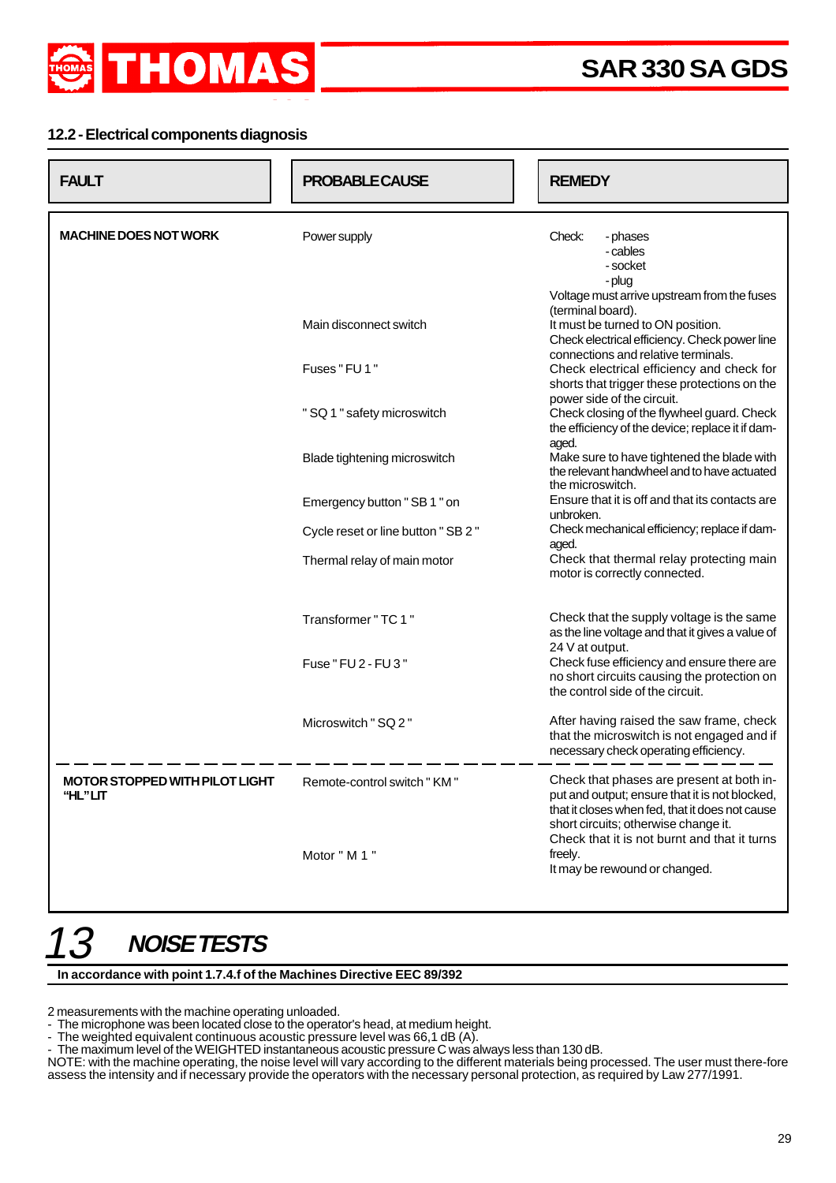## 12.2 - Electrical components diagnosis

| FAULT | PROBABLE CAUSE | REMEDY |
|---|---|---|
| **MACHINE DOES NOT WORK** | Power supply | Check: - phases - cables - socket - plug<br>Voltage must arrive upstream from the fuses (terminal board). |
| | Main disconnect switch | It must be turned to ON position.<br>Check electrical efficiency. Check power line connections and relative terminals. |
| | Fuses " FU 1 " | Check electrical efficiency and check for shorts that trigger these protections on the power side of the circuit. |
| | " SQ 1 " safety microswitch | Check closing of the flywheel guard. Check the efficiency of the device; replace it if damaged. |
| | Blade tightening microswitch | Make sure to have tightened the blade with the relevant handwheel and to have actuated the microswitch. |
| | Emergency button " SB 1 " on | Ensure that it is off and that its contacts are unbroken. |
| | Cycle reset or line button " SB 2 " | Check mechanical efficiency; replace if damaged. |
| | Thermal relay of main motor | Check that thermal relay protecting main motor is correctly connected. |
| | Transformer " TC 1 " | Check that the supply voltage is the same as the line voltage and that it gives a value of 24 V at output. |
| | Fuse " FU 2 - FU 3 " | Check fuse efficiency and ensure there are no short circuits causing the protection on the control side of the circuit. |
| | Microswitch " SQ 2 " | After having raised the saw frame, check that the microswitch is not engaged and if necessary check operating efficiency. |
| **MOTOR STOPPED WITH PILOT LIGHT "HL" LIT** | Remote-control switch " KM " | Check that phases are present at both input and output; ensure that it is not blocked, that it closes when fed, that it does not cause short circuits; otherwise change it. |
| | Motor " M 1 " | Check that it is not burnt and that it turns freely.<br>It may be rewound or changed. |

# 13 NOISE TESTS

**In accordance with point 1.7.4.f of the Machines Directive EEC 89/392**

2 measurements with the machine operating unloaded.
- The microphone was been located close to the operator's head, at medium height.
- The weighted equivalent continuous acoustic pressure level was 66,1 dB (A).
- The maximum level of the WEIGHTED instantaneous acoustic pressure C was always less than 130 dB.

NOTE: with the machine operating, the noise level will vary according to the different materials being processed. The user must there-fore assess the intensity and if necessary provide the operators with the necessary personal protection, as required by Law 277/1991.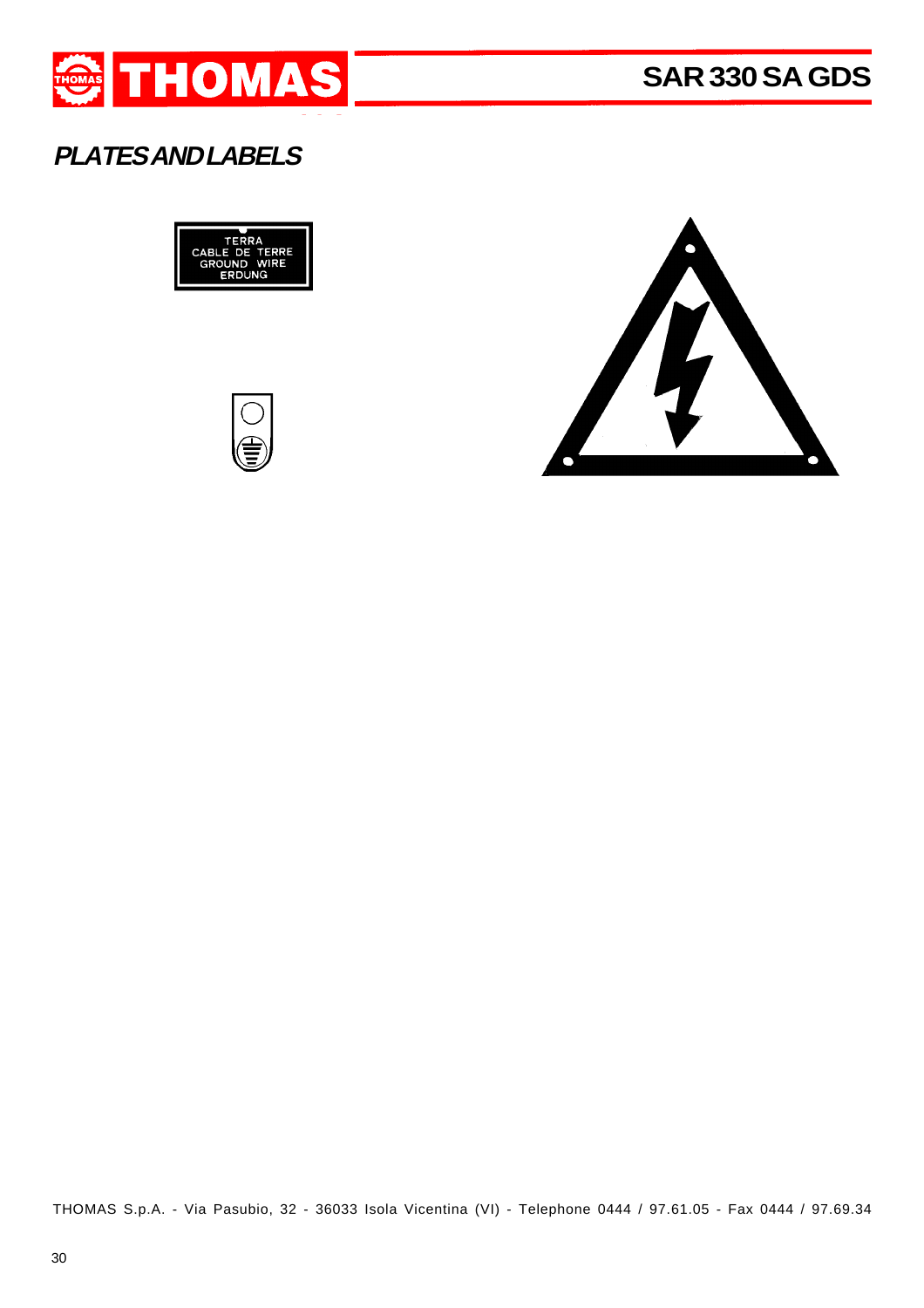## PLATES AND LABELS

TERRA
CABLE DE TERRE
GROUND WIRE
ERDUNG

THOMAS S.p.A. - Via Pasubio, 32 - 36033 Isola Vicentina (VI) - Telephone 0444 / 97.61.05 - Fax 0444 / 97.69.34